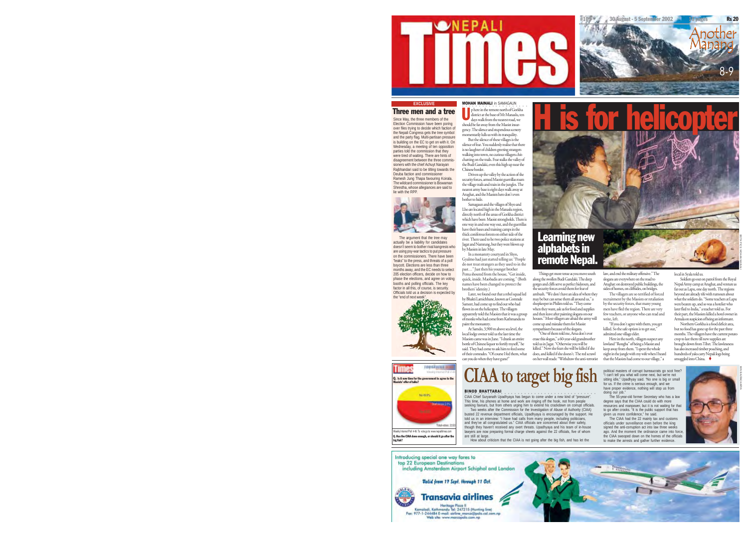# Nepali Times

#109 30 August - 5 September 2002 Rs 20

Another Manang 8-9

EXCLUSIVE

## Three men and a tree

Since May, the three members of the Election Commission have been poring over files trying to decide which faction of the Nepali Congress gets the tree symbol and the party flag. Multi-partisan pressure is building on the EC to get on with it. On Wednesday, a meeting of ten opposition parties told the commission that they were tired of waiting. There are hints of disagreement between the three commissioners with the chief Achyut Narayan Rajbhandari said to be tilting towards the Deuba faction and commissioner Ramesh Jung Thapa favouring Koirala. The wildcard commissioner is Biswaman Shrestha, whose allegiances are said to lie with the RPP.

The argument that the tree may actually be a liability for candidates doesn't seem to bother rival kangresis who are using psy-war tactics to put pressure on the commissioners. There have been "leaks" to the press, and threats of a poll boycott. Elections are less than three months away, and the EC needs to select 205 election officers, decide on how to phase the elections, and agree on voting booths and polling officials. The key factor in all this, of course, is security. Officials told us a decision is expected by the "end of next week".

# H is for helicopter

**MOHAN MAINALI** in SAMAGAUN

Up here in the remote north of Gorkha district at the base of Mt Manaslu, ten days walk from the nearest road, we should be far away from the Maoist insurgency. The silence and stupendous scenery momentarily lulls us with its tranquility.

But the silence of these villages is the silence of fear. You suddenly realise that there is no laughter of children greeting strangers walking into town, no curious villagers chit-chatting on the trails. Fear stalks the valley of the Budi Gandaki, even this high up near the Chinese border.

Driven up the valley by the action of the security forces, armed Maoist guerrillas roam the village trails and train in the jungles. The nearest army base is eight days walk away at Arughat, and the Maoists here don't even bother to hide.

Samagaun and the villages of Shyo and Lho are located high in the Manaslu region, directly north of the areas of Gorkha district which have been Maoist strongholds. There is one way in and one way out, and the guerrillas have their bases and training camps in the thick coniferous forests on either side of the river. There used to be two police stations at Jagat and Namrung, but they were blown up by Maoists in late May.

In a monastery courtyard in Shyo, Gyalmo had just started telling us: "People do not treat strangers as they used to in the past…" Just then his younger brother Pema shouted from the house, "Get inside, quick, inside. Maobadis are coming." (Both names have been changed to protect the brothers' identity.)

Later, we found out that a rebel squad led by Bhakti Lamichhane, known as Comrade Sameer, had come up to find out who had flown in on the helicopter. The villagers apparently told the Maoists that it was a group of monks who had come from Kathmandu to paint the monastery.

At Samdo, 3,900 m above sea level, the local lodge owner told us the last time the Maoists came was in June. "I drank an entire bottle of Chinese liquor to fortify myself," he said. They had come to ask him to feed some of their comrades. "Of course I fed them, what can you do when they have guns?"

Things get more tense as you move south along the swollen Budi Gandaki. The deep gorges and cliffs serve as perfect hideouts, and the security forces avoid them for fear of ambush. "We don't have an idea of where they may be but can sense them all around us," a shopkeeper in Philim told us. "They come when they want, ask us for food and supplies and then leave after painting slogans on our houses." Most villagers are afraid the army will come up and mistake them for Maoist sympathisers because of the slogans.

"One of them told me, Ama don't ever erase this slogan," a 60-year-old grandmother told us in Jagat. "Otherwise you will be killed." Now she fears she will be killed if she does, and killed if she doesn't. The red scrawl on her wall reads: "Withdraw the anti-terrorist law, and end the military offensive." The slogans are everywhere on the road to Arughat: on destroyed public buildings, the sides of homes, on cliffsides, on bridges.

The villagers are so terrified of forced recruitment by the Maoists or retaliation by the security forces, that many young men have fled the region. There are very few teachers, or anyone who can read and write, left.

"If you don't agree with them, you get killed. So the safe option is to get out," admitted one village elder.

Here in the north, villagers suspect any lowland "Rongba" of being a Maoist and keep away from them. "I spent the whole night in the jungle with my wife when I heard that the Maoists had come to our village," a local in Syala told us.

Soldiers go out on patrol from the Royal Nepal Army camp at Arughat, and venture as far out as Lapu, one day north. The regions beyond are already rife with rumours about what the soldiers do. "Some teachers at Lapu were beaten up, and so was a hotelier who later fled to India," a teacher told us. For their part, the Maoists killed a hotel owner in Armala on suspicion of being an informant.

Northern Gorkha is a food deficit area, but no food has gone up for the past three months. The villagers have the current potato crop to last them till new supplies are brought down from Tibet. The lawlessness has also increased timber poaching, and hundreds of yaks carry Nepali logs being smuggled into China. ♦

**Learning new alphabets in remote Nepal.**

BOTH PICS: MOHAN MAINALI

# CIAA to target big fish

**BINOD BHATTARAI**

CIAA Chief Suryanath Upadhyaya has begun to come under a new kind of "pressure". This time, his phones at home and work are ringing off the hook, not from people seeking favours, but from others urging him to extend his crackdown on corrupt officials.

Two weeks after the Commission for the Investigation of Abuse of Authority (CIAA) busted 22 revenue department officials, Upadhyaya is encouraged by the support. He told us in an interview: "I have had calls from many people, including politicians, and they've all congratulated us." CIAA officials are concerned about their safety, though they haven't received any overt threats. Upadhyaya and his team of in-house lawyers are now preparing formal charge sheets against the 22 officials, five of whom are still at large.

How about criticism that the CIAA is not going after the big fish, and has let the political masters of corrupt bureaucrats go scot free? "I can't tell you what will come next, but we're not sitting idle," Upadhyay said. "No one is big or small for us. If the crime is serious enough, and we have proper evidence, nothing will stop us from doing our job."

The 55-year-old former Secretary who has a law degree says that the CIAA could do with more resources and manpower, but it is not waiting for that to go after crooks. "It is the public support that has given us more confidence," he said.

The CIAA had the 22 mainly tax and customs officials under surveillance even before the king signed the anti-corruption act into law three weeks ago. And the moment the ordinance came into force, the CIAA swooped down on the homes of the officials to make the arrests and gather further evidence.

MIN BAJRACHARYA

**Times** nepalnews.com Weekly Internet Poll # 48

**Q. Is it now time for the government to agree to the Maoists' offer of talks?**

No 48.8% | Don't know 2.2% | Yes

Total votes: 2153

Weekly Internet Poll # 49. To vote go to: www.nepalitimes.com

**Q. Has the CIAA done enough, or should it go after the big fish?**

Introducing special one way fares to top 22 European Destinations including Amsterdam Airport Schiphol and London

*Valid from 17 Sept. through 11 Oct.*

**Transavia airlines**

Heritage Plaza II Kamaladi, Kathmandu Tel: 247215 (Hunting line) Fax: 977-1-244484 E-mail: airline_marco@polo.col.com.np Web site: www.marcopolo.com.np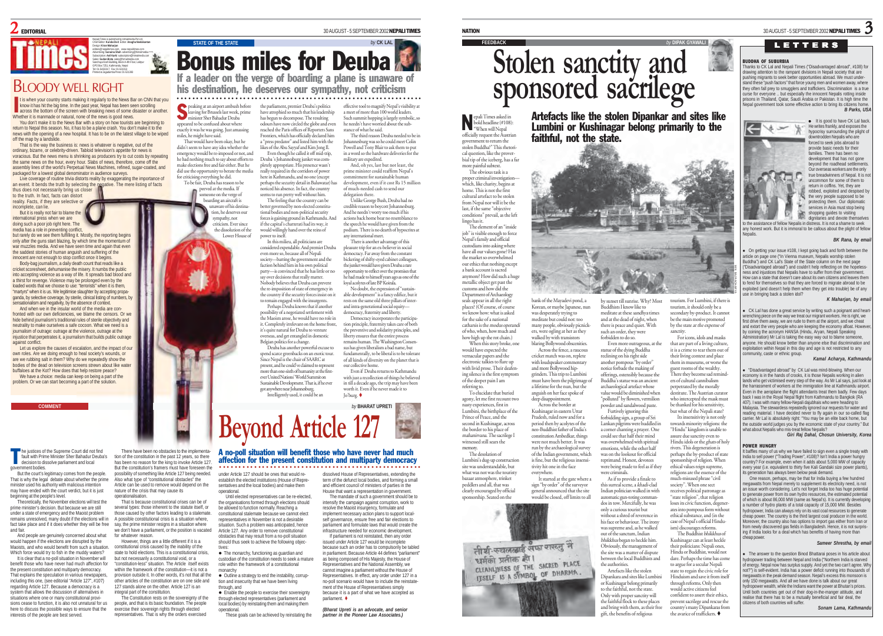# EDITORIAL

Nepali Times is published by Himalmedia Pvt Ltd, Chief Editor: Kunda Dixit Editor: Anagha Neelakantan Design: Kiran Maharjan editors@nepalitimes.com, www.nepalitimes.com Advertising: Sunaina Shah advertising@himalmedia.com Subscription: Anil Karki subscription@himalmedia.com Sales: Sudan Bista sales@himalmedia.com Sanchaya Kosh Building, Block A-4th Floor, Lalitpur GPO Box 7251, Kathmandu, Nepal Tel: 01-5433610-7, Fax: 01-521013 Printed at Jagadamba Press 01-521393

## BLOODY WELL RIGHT

It is when your country starts making it regularly to the News Bar on CNN that you know it has hit the big time. In the past year, Nepal has been seen scrolling across the bottom of the screen with breaking news of some disaster or another. Whether it is manmade or natural, none of the news is good news.

You don't make it to the News Bar with a story on how tourists are beginning to return to Nepal this season. No, it has to be a plane crash. You don't make it to the news with the opening of a new hospital. It has to be on the latest village to be wiped off the map by a landslide.

That is the way the business is: news is whatever is negative, out of the ordinary, bizarre, or celebrity-driven. Tabloid television's appetite for news is voracious. But the news menu is shrinking as producers try to cut costs by repeating the same news on the hour, every hour. Slabs of news, therefore, come off the assembly lines of the world's Perpetual News Machines, refined, sugar-coated, and packaged for a lowest global denominator in audience surveys.

Live coverage of routine trivia distorts reality by exaggerating the importance of an event. It bends the truth by selecting the negative. The mere listing of facts thus does not necessarily bring us closer to the truth. In fact, facts can distort reality. Facts, if they are selective or incomplete, can lie.

But it is really not fair to blame the international press when we are doing such a poor job right here. The media has a role in preventing conflict, but rarely do we see them fulfilling it. Mostly, the reporting begins only after the guns start blazing, by which time the momentum of war muzzles media. And we have seen time and again that even the saddest stories of human anguish and suffering of the innocent are not enough to stop conflict once it begins.

Body-bag journalism, a daily death count that reads like a cricket scoresheet, dehumanise the misery. It numbs the public into accepting violence as a way of life. It spreads bad blood and a thirst for revenge. Violence may be prolonged even by the loaded words that we choose to use: "terrorists" when it is them, "martyrs" when it is us. We legitimise slaughter by accepting propaganda, by selective coverage, by sterile, clinical listing of numbers, by sensationalism and negativity, by the absence of context.

And when we in the insular world of the media are confronted with our own deficiencies, we blame the censors. Or we hide behind journalism's traditional rules of sterile objectivity and neutrality to make ourselves a safe cocoon. What we need is a journalism of outrage: outrage at the violence, outrage at the injustice that perpetrates it, a journalism that builds public outrage against conflict.

Let us explore the causes of escalation, and the impact of our own roles. Are we doing enough to heal society's wounds, or are we rubbing salt in them? Why do we repeatedly show the bodies of the dead on television screens strewn about like water buffaloes at the Kot? How does that help restore peace?

We have a choice: media can keep on being a part of the problem. Or we can start becoming a part of the solution.

## STATE OF THE STATE — by CK LAL

# Bonus miles for Deuba

### If a leader on the verge of boarding a plane is unaware of his destination, he deserves our sympathy, not criticism

Speaking at an airport ambush before leaving for Brussels last week, prime minister Sher Bahadur Deuba appeared to be confused about where exactly it was he was going. Just amassing miles, he might have said.

That would have been okay, but he didn't seem to have any idea whether the emergency would be re-imposed or not, and he had nothing much to say about efforts to make elections free and fair either. But he did use the opportunity to berate the media for criticising everything he did.

To be fair, Deuba has reason to be peeved at the media. If someone on the verge of boarding an aircraft is unaware of his destination, he deserves our sympathy, not criticism. Ever since the dissolution of the Lower House of the parliament, premier Deuba's politics have atrophied so much that his leadership has begun to decompose. The resulting odours have now circled the globe and even reached the Paris offices of Reporters Sans Frontiers, which has officially declared him a "press predator" and listed him with the likes of the Abu Sayyaf and Kim Jong Il.

Even though he called it off mid-trip, Deuba's Johannesburg junket was completely appropriate. His presence wasn't really required in the corridors of power here in Kathmandu, and no one (except perhaps the security detail in Baluwatar) has noticed his absence. In fact, the country seems to run pretty well without him.

The feeling that the country can be better governed by non-elected constitutional bodies and non-political security forces is gaining ground in Kathmandu. And if the capital's chatterati had its way, it would willingly hand over the reins of power to itself.

In this milieu, all politicians are considered expendable. And premier Deuba even more so, because all of Nepali society—barring the government and the faction behind him in his own political party—is convinced that he has little or no say over decisions that really matter. Nobody believes that Deuba can prevent the re-imposition of state of emergency in the country if the security forces insist on it to remain engaged with the insurgents.

Perhaps Deuba knows that if another possibility of a negotiated settlement with the Maoists arose, he would have no role in it. Completely irrelevant on the home front, it's quite natural for Deuba to venture overseas, and get entangled in domestic Belgian politics for a change.

Deuba has another powerful excuse to spend scarce greenbacks on an exotic tour. Since Nepal is the chair of SAARC at present, and he could've claimed to represent more than one-sixth of humanity at the first-ever United Nations' World Summit on Sustainable Development. That is, if he ever got anywhere near Johannesburg.

Intelligently used, it could be an effective tool to magnify Nepal's visibility at a meet of more than 100 world leaders. Such summit hopping is largely symbolic, so he needn't have worried about the substance of what he said.

The third reason Deuba needed to be in Johannesburg was so he could meet Colin Powell and Tony Blair to ask them to put in a word so the hardware deliveries for the military are expedited.

And, oh yes, last but not least, the prime minister could reaffirm Nepal's commitment for sustainable human development, even if it cost Rs 15 million of much-needed cash to send our delegation there.

Unlike George Bush, Deuba had no credible reason to boycott Johannesburg. And he needn't worry too much if his actions back home bear no resemblance to the speech he would have given from the podium. There is no dearth of hypocrites at any international meet.

There is another advantage of this pleasure trip for an ex-believer in social democracy. Far away from the constant bickering of shifty-eyed cabinet colleagues, the junket would have given Deuba a rare opportunity to reflect over the promises that he had made to himself years ago as one of the loyal acolytes of late BP Koirala.

No doubt, the expression of "sustainable development" is a fancy edifice, but it rests on the same old three pillars of inter- and intra-generational social equity—democracy, fraternity and liberty.

Democracy incorporates the participation principle, fraternity takes care of both the preventive and solidarity principles, and liberty ensures that the entire process remains human. The Washington Consensus has given liberalism a bad name, but fundamentally, to be liberal is to be tolerant of all kinds of diversity on the planet that is our collective home.

Even if Deuba returns to Kathmandu with just a recollection of things he believed in till a decade ago, the trip may have been worth it. Even if he never made it to Jo'burg. ♦

## COMMENT — by BHARAT UPRETI

# Beyond Article 127

### A no-poll situation will benefit those who have never had much affection for the present constitution and multiparty democracy

The justices of the Supreme Court did not find fault with Prime Minister Sher Bahadur Deuba's decision to dissolve parliament and local government bodies.

But the court's legitimacy comes from the people. That is why the legal debate about whether the prime minister used his authority with malicious intention may have ended with the court verdict, but it is just beginning at the people's level.

Theoretically, the November elections will test the prime minister's decision. But because we are still under a state of emergency and the Maoist problem remains unresolved, many doubt if the elections will in fact take place and if it does whether they will be free and fair.

And people are genuinely concerned about what would happen if the elections are disrupted by the Maoists, and who would benefit from such a situation. Which force would try to fish in the muddy waters?

It is clear that a no-poll situation in November will benefit those who have never had much affection for the present constitution and multiparty democracy. That explains the speculation in various newspapers, including this one, (see editorial "Article 127", #107) regarding Article 127. Because a democracy is a system that allows the discussion of alternatives in situations where one or many constitutional provisions cease to function, it is also not unnatural for us here to discuss the possible ways to ensure that the interests of the people are best served.

There have been no obstacles to the implementation of the constitution in the past 12 years, so there has been no reason for the king to invoke Article 127. But the constitution's framers must have foreseen the possibility of something like Article 127 being needed. Also what type of "constitutional obstacles" the Article can be used to remove would depend on the nature of the crisis that may cause its operationalisation.

That is because constitutional crises can be of several types: those inherent to the statute itself, or those caused by other factors leading to a stalemate. A possible constitutional crisis is a situation where, say, the prime minister resigns in a situation where we don't have a parliament, or the position is vacated for whatever reason.

However, things are a little different if it is a constitutional crisis caused by the inability of the state to hold elections. This is a constitutional crisis, but not necessarily a constitutional void, or a "constitution-less" situation. The Article itself exists within the framework of the constitution—it is not a provision outside it. In other words, it's not that all the other articles of the constitution are on one side and 127 stands alone on the other. Article 127 is an integral part of the constitution.

The Constitution rests on the sovereignty of the people, and that is its basic foundation. The people exercise their sovereign rights through elected representatives. That is why the orders exercised under Article 127 should be ones that would re-establish the elected institutions (House of Representatives and the local bodies) and make them operational.

Until elected representatives can be re-elected, the organisations formed through elections should be allowed to function normally. Reaching a constitutional stalemate because we cannot elect representatives in November is not a desirable situation. Such a problem was anticipated, hence Article 127. Any order to remove constitutional obstacles that may result from a no-poll situation should thus seek to achieve the following objectives:

- The monarchy, functioning as guardian and custodian of the constitution needs to seek a mature role within the framework of a constitutional monarchy
- Outline a strategy to end the instability, corruption and insecurity that we have been living through, and
- Enable the people to exercise their sovereignty through elected representatives (parliament and local bodies) by reinstating them and making them operational.

These goals can be achieved by reinstating the dissolved House of Representatives, extending the term of the defunct local bodies, and forming a small and efficient council of ministers of parties in the House that want a representation in government.

The mandate of such a government should be to intensify the campaign against corruption, work to resolve the Maoist insurgency, formulate and implement necessary action plans to support local-self governance, ensure free and fair elections to parliament and formulate laws that would create the infrastructure needed for economic development.

If parliament is not reinstated, then any order issued under Article 127 would be incomplete because such an order has to compulsorily be tabled in parliament. Because Article 44 defines "parliament" as being composed of His Majesty, the House of Representatives and the National Assembly, we cannot imagine a parliament without the House of Representatives. In effect, any order under 127 in a no-poll scenario would have to include the reinstatement of the House of Representatives simply because it is a part of what we have accepted as parliament. ♦

*(Bharat Upreti is an advocate, and senior partner in the Pioneer Law Associates.)*

# NATION

## FEEDBACK — by DIPAK GYAWALI

# Stolen sanctity and sponsored sacrilege

### Artefacts like the stolen Dipankar and sites like Lumbini or Kushinagar belong primarily to the faithful, not the state.

Nepali Times asked in bold headline (#108): "When will Nepal officially request the Austrian government to return the stolen Buddha?" This rhetorical question, like the proverbial tip of the iceberg, has a far more painful subtext.

The obvious task is a proper criminal investigation—which, like charity, begins at home. This is not the first cultural artefact to be stolen from Nepal nor will it be the last, if the same "objective conditions" prevail, as the left lingo has it.

The element of an "inside job" is visible enough to force Nepal's family and official custodians into asking where have all our values gone? Has the market so overwhelmed our ethics that nothing except a bank account is sacred anymore? How did such a huge metallic object get past the customs and how did the Department of Archaeology seals appear in all the right places? (Of course, of course we know how: what is asked for the sake of a national catharsis is the *modus operandi* of who, when, how much and how high up the rot chain.)

When this story broke, one would have expected the vernacular papers and the electronic talkies to flare up with livid prose. Their deafening silence is the first symptom of the deeper pain I am referring to.

To elucidate that buried agony, let me first recount two nasty experiences, first in Lumbini, the birthplace of the Prince of Peace, and the second in Kushinagar, across the border to his place of *mahanirvana*. The sacrilege I witnessed still sears the memory.

The desolation of Lumbini's dug-up construction site was understandable, but what was not was the touristy bazaar atmosphere, trinket peddlers and all, that was clearly encouraged by official sponsorship. Seated on the bank of the Mayadevi pond, a Korean, or maybe Japanese, nun was desperately trying to meditate but could not: too many people, obviously picnickers, were ogling at her as they walked by with transistors blaring Bollywood obscenities.

Across the fence, a raucous cricket match was on, replete with loudspeaker commentary and more Bollywood hip-grinders. This trip to Lumbini must have been the pilgrimage of a lifetime for the nun, but the anguish on her face spoke of deep disappointment.

Across the border at Kushinagar in eastern Uttar Pradesh, ruled now and for a period then by acolytes of the neo-Buddhist father of India's constitution Ambedkar, things were not much better. It was run by the archaeological survey of the Indian government, which is fine, but the religious insensitivity hit one in the face everywhere.

It started at the gate where a sign "by order" of the surveyor general announced that the site would be closed, off limits to all by sunset till sunrise. Why? Most Buddhists I know like to meditate at the *sanai sandhya* times and at the dead of night, when there is peace and quiet. With such an order, they were forbidden to do so.

Even more outrageous, at the statue of the dying Buddha reclining on his right side another pompous "by order" notice forbade the making of offerings, ostensibly because the Buddha's statue was an ancient archaeological artefact whose value would be diminished when "polluted" by flowers, vermilion powder and sandalwood paste.

Furtively ignoring this forbidding sign, a group of Sri Lankan pilgrims were huddled in a corner chanting a prayer. One could see that half their mind was overwhelmed with spiritual emotions, while the other half was on the lookout for official reprimand. Honest, devotees were being made to feel as if they were criminals.

As if to provide a finale to this surreal scene, a *khadi*-clad Indian politician walked in with automatic gun-toting commandos in tow. Mercifully, he was only a curious tourist but without a shred of reverence in his face or behaviour. The irony was supreme and, as he walked out of the sanctum, Indian *bhikkhus* began to heckle him. Obviously, the management of the site was a matter of dispute between the local Buddhists and the authorities.

Artefacts like the stolen Dipankara and sites like Lumbini or Kushinagar belong primarily to the faithful, not the state. Only with proper sanctity will the faithful flock to these places and bring with them, as their free gift, the benefits of religious tourism. For Lumbini, if there is tourism, it should only be a secondary by-product. It cannot be the main motive promoted by the state *at the expense of sanctity*.

For icons, idols and masks that are part of a living culture, it is a crime to tear them out of their living context and place them in museums, or worse the guest rooms of the wealthy. There they become sad reminders of cultural cannibalism perpetrated by the morally destitute. The Austrian curator who intercepted the mask must be thanked for his sensitivity, but what of the Nepali state?

Its insensitivity is not only towards minority religions: the "Hindu" kingdom is unable to assure due sanctity even to Hindu idols or the *ghats* of holy rivers. This degeneration is perhaps the by-product of state sponsorship of religion. When ethical values reign supreme, religions are the essence of the much-misused phrase "civil society". When one sect receives political patronage as "state religion", that religion loses its civic function, degenerates into pompous form without ethical substance, and (in the case of Nepal's official Hinduism) discourages reforms.

The Buddhist *bhikkhus* of Kushinagar can at least heckle their politicians: Nepali ones, Hindu or Buddhist, would not dare. Perhaps the time has come to argue for a secular Nepali state to regain the civic role for Hinduism and save it from itself through reforms. Only then would active citizens feel confident to assert their ethics, prevent sacrilege and rescue the country's many Dipankaras from the avarice of traffickers. ♦

तीर्थ-स्थलहरू सफा राखौं ये धर्मको प्रतीक हो। CLEANLINESS OF THE SACRED PLACE ITSELF IS A SYMBOL OF DHARMA.

# LETTERS

### BUDDHA OF SUBURBIA

Thanks to CK Lal and Nepali Times ("Disadvantaged abroad", #108) for drawing attention to the rampant divisions in Nepali society that are pushing migrants to seek better opportunities abroad. We must understand these "push factors" that force young men and women away, where they often fall prey to smugglers and traffickers. Discrimination is a true curse for everyone .. but especially the innocent Nepalis rotting inside prisons in Thailand, Qatar, Saudi Arabia or Pakistan. It is high time the Nepal government took some effective action to bring its citizens home.

***B Parks, USA***

- It is good to have CK Lal back. He writes frankly, and exposes the hypocrisy surrounding the plight of downtrodden Nepalis who are forced to seek jobs abroad to provide basic needs for their families. There has been no development that has not gone beyond the roadhead settlements. Our overseas workers are the only true breadwinners of Nepal. It is not uncommon for some of them to return in coffins. Yet, they are robbed, exploited and despised by the very people supposed to be protecting them. Our diplomatic services in Asia must stop being shopping guides to visiting dignitaries and devote themselves to the assistance of fellow Nepalis in distress. It is not a shame to seek any honest work. But it is immoral to be callous about the plight of fellow Nepalis.

***BK Rana, by email***

- On getting your issue #108, I kept going back and forth between the article on page one ("In Vienna museum, Nepalis worship stolen Buddha") and CK Lal's State of the State column on the next page ("Disadvantaged abroad") and couldn't help reflecting on the hopelessness and injustices that Nepalis have to suffer from their government. How can a state that doesn't care about its own citizens and leaves them to fend for themselves so that they are forced to migrate abroad to be exploited (and doesn't help them when they get into trouble) be of any use in bringing back a stolen idol?

***K Maharjan, by email***

- CK Lal has done a great service by writing such a poignant and heart-wrenching piece on the way we treat our migrant workers. He is right, we first drive them away, we are rude to them at the airport, and we cheat and extort the very people who are keeping the economy afloat. However, by coining the acronym HANSA (Hindu, Aryan, Nepali Speaking Administration) Mr Lal is taking the easy way out to blame someone, anyone. He should know better than anyone else that discrimination and exploitation within Nepal in this day and age is not restricted to any community, caste or ethnic group.

***Kamal Acharya, Kathmandu***

- "Disadvantaged abroad" by CK Lal was mind-blowing. When our economy is in the hands of crooks, it is those Nepalis working in alien lands who get victimised every step of the way. As Mr Lal says, just look at the harrassment of workers at the immigration line at Kathmandu airport. Even in the aeroplane the flight attendants treat them badly. Few days back I was in the Royal Nepal flight from Kathmandu to Bangkok (RA 407). I was with many fellow-Nepali *dajubhais* who were heading to Malaysia. The stewardess repeatedly ignored our requests for water and reading material. I have decided never to fly again in our so-called flag carrier. Mr Lal is absolutely right: "You may be an elite back home, but the outside world judges you by the economic state of your country." But what about Nepalis who mis-treat fellow Nepalis?

***Giri Raj Dahal, Chosun University, Korea***

### POWER HUNGRY

It baffles many of us why we have failed to sign even a single treaty with India to sell power ("Trading Power", #108)? Isn't India a power hungry country? For example, even when it adds about 5,000 MW of capacity every year (i.e. equivalent to thirty five Kali Gandaki size power plants), its generation has always been below peak demand.

One reason, perhaps, may be that for India buying a few hundred megawatts from Nepal merely to supplement its electricity need, is not an issue worth considering. Let's not forget India too has huge potential to generate power from its own hydro resources, the estimated potential of which is about 86,000 MW (same as Nepal's). It is currently developing a number of hydro plants of a total capacity of 15,000 MW. Besides hydropower, India can always rely on its vast coal resources to generate cheap power. The country is the third largest coal producer in the world. Moreover, the country also has options to import gas either from Iran or from newly discovered gas fields in Bangladesh. Hence, it is not surprising if India looks for a deal which has benefits of having more than cheap power.

***Sameer Shrestha, by email***

- The answer to the question Binod Bhattarai poses in his article about hydropower trading between Nepal and India ("Northern India is starved of energy. Nepal now has surplus supply. And yet the two can't agree. Why not?") is self-evident. India has a power deficit running into thousands of megawatts in the peak demand season. Nepal's excess this monsoon is only 150 megawatts. And all we have done is talk about our great hydropower wealth, while the Indians want the power at Bhutan's prices. Until both countries get out of their dog-in-the-manger attitude, and realise that there has to be a mutually beneficial and fair deal, the citizens of both countries will suffer.

***Sonam Lama, Kathmandu***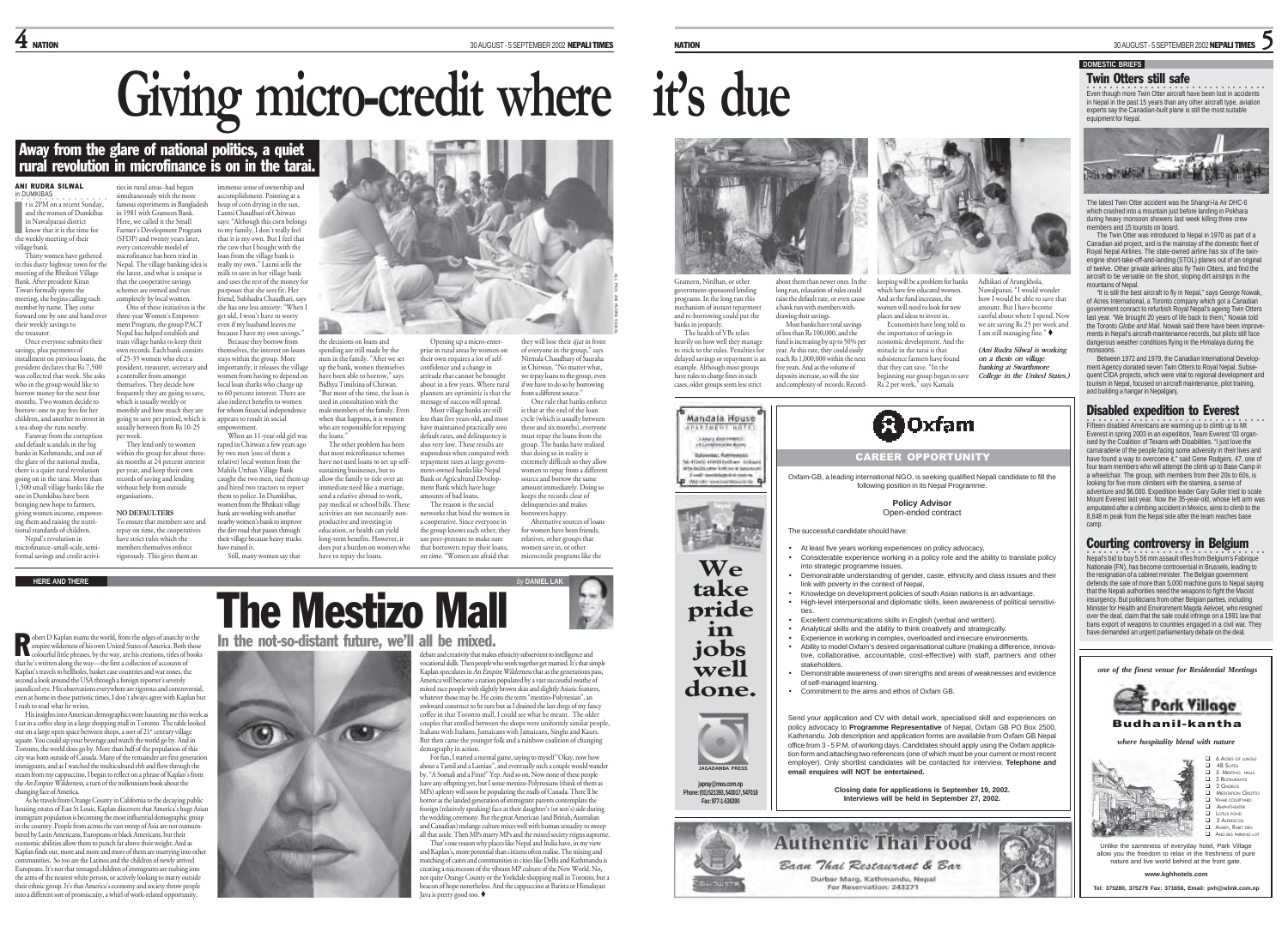# Giving micro-credit where it's due

## Away from the glare of national politics, a quiet rural revolution in microfinance is on in the tarai.

**ANI RUDRA SILWAL**
in DUMKIBAS

It is 2PM on a recent Sunday, and the women of Dumkibas in Nawalparasi district know that it is the time for the weekly meeting of their village bank.

Thirty women have gathered in this dusty highway town for the meeting of the Bhrikuti Village Bank. After president Kiran Tiwari formally opens the meeting, she begins calling each member by name. They come forward one by one and hand over their weekly savings to the treasurer.

Once everyone submits their savings, plus payments of installment on previous loans, the president declares that Rs 7,500 was collected that week. She asks who in the group would like to borrow money for the next four months. Two women decide to borrow: one to pay fees for her children, and another to invest in a tea-shop she runs nearby.

Faraway from the corruption and default scandals in the big banks in Kathmandu, and out of the glare of the national media, there is a quiet rural revolution going on in the tarai. More than 1,500 small village banks like the one in Dumkibas have been bringing new hope to farmers, giving women income, empowering them and raising the nutritional standards of children.

Nepal's revolution in microfinance–small-scale, semi-formal savings and credit activities in rural areas–had begun simultaneously with the more famous experiments in Bangladesh in 1981 with Grameen Bank. Here, we called it the Small Farmer's Development Program (SFDP) and twenty years later, every conceivable model of microfinance has been tried in Nepal. The village banking idea is the latest, and what is unique is that the cooperative savings schemes are owned and run completely by local women.

One of these initiatives is the three-year Women's Empowerment Program, the group PACT Nepal has helped establish and train village banks to keep their own records. Each bank consists of 25-35 women who elect a president, treasurer, secretary and a controller from amongst themselves. They decide how frequently they are going to save, which is usually weekly or monthly and how much they are going to save per period, which is usually between from Rs 10-25 per week.

They lend only to women within the group for about three-six months at 24 percent interest per year, and keep their own records of saving and lending without help from outside organisations.

**NO DEFAULTERS**

To ensure that members save and repay on time, the cooperatives have strict rules which the members themselves enforce vigorously. This gives them an immense sense of ownership and accomplishment. Pointing at a heap of corn drying in the sun, Laxmi Chaudhari of Chitwan says: "Although this corn belongs to my family, I don't really feel that it is my own. But I feel that the cow that I bought with the loan from the village bank is really my own." Laxmi sells the milk to save in her village bank and uses the rest of the money for purposes that she sees fit. Her friend, Subhadra Chaudhari, says she has one less anxiety: "When I get old, I won't have to worry even if my husband leaves me because I have my own savings."

Because they borrow from themselves, the interest on loans stays within the group. More importantly, it releases the village women from having to depend on local loan sharks who charge up to 60 percent interest. There are also indirect benefits to women for whom financial independence appears to result in social empowerment.

When an 11-year-old girl was raped in Chitwan a few years ago by two men (one of them a relative) local women from the Mahila Utthan Village Bank caught the two men, tied them up and hired two tractors to report them to police. In Dumkibas, women from the Bhrikuti village bank are working with another nearby women's bank to improve the dirt road that passes through their village because heavy trucks have ruined it.

Still, many women say that the decisions on loans and spending are still made by the men in the family. "After we set up the bank, women themselves have been able to borrow," says Bidhya Timilsina of Chitwan. "But most of the time, the loan is used in consultation with the male members of the family. Even when that happens, it is women who are responsible for repaying the loans."

The other problem has been that most microfinance schemes have not used loans to set up self-sustaining businesses, but to allow the family to ride over an immediate need like a marriage, send a relative abroad to work, pay medical or school bills. Such activities are not necessarily non-productive and investing in education, or health can yield long-term benefits. However, it does put a burden on women who have to repay the loans.

Opening up a micro-enterprise in rural areas by women on their own requires a lot of self-confidence and a change in attitude that cannot be brought about in a few years. Where rural planners are optimistic is that the message of success will spread.

Most village banks are still less than five years old, and most have maintained practically zero default rates, and delinquency is also very low. These results are stupendous when compared with repayment rates at large government-owned banks like Nepal Bank or Agricultural Development Bank which have huge amounts of bad loans.

The reason is the social networks that bind the women in a cooperative. Since everyone in the group knows each other, they use peer-pressure to make sure that borrowers repay their loans, *on time*. "Women are afraid that they will lose their *ijjat* in front of everyone in the group," says Nirmala Chaudhary of Sauraha in Chitwan. "No matter what, we repay loans to the group, even if we have to do so by borrowing from a different source."

One rule that banks enforce is that at the end of the loan cycle (which is usually between three and six months), everyone must repay the loans from the group. The banks have realised that doing so in reality is extremely difficult so they allow women to repay from a different source and borrow the same amount immediately. Doing so keeps the records clear of delinquencies and makes borrowers happy.

Alternative sources of loans for women have been friends, relatives, other groups that women save in, or other microcredit programs like the Grameen, Nirdhan, or other government-sponsored lending programs. In the long run this mechanism of instant repayment and re-borrowing could put the banks in jeopardy.

The health of VBs relies heavily on how well they manage to stick to the rules. Penalties for delayed savings or repayment is an example. Although most groups have rules to charge fines in such cases, older groups seem less strict about them than newer ones. In the long run, relaxation of rules could raise the default rate, or even cause a bank run with members withdrawing their savings.

Most banks have total savings of less than Rs 100,000, and the fund is increasing by up to 50% per year. At this rate, they could easily reach Rs 1,000,000 within the next five years. And as the volume of deposits increase, so will the size and complexity of records. Record-keeping will be a problem for banks which have few educated women. And as the fund increases, the women will need to look for new places and ideas to invest in.

Economists have long told us the importance of savings in economic development. And the miracle in the tarai is that subsistence farmers have found that they can save. "In the beginning our group began to save Rs 2 per week," says Kamala Adhikari of Arungkhola, Nawalparasi. "I would wonder how I would be able to save that amount. But I have become careful about where I spend. Now we are saving Rs 25 per week and I am still managing fine." ♦

*(Ani Rudra Silwal is working on a thesis on village banking at Swarthmore College in the United States.)*

ALL PICS: ANI RUDRA SILWAL

---

**HERE AND THERE** *by* **DANIEL LAK**

# The Mestizo Mall

## In the not-so-distant future, we'll all be mixed.

Robert D Kaplan roams the world, from the edges of anarchy to the empire wilderness of his own United States of America. Both those colourful little phrases, by the way, are his creations, titles of books that he's written along the way—the first a collection of accounts of Kaplan's travels in hellholes, basket case countries and war zones, the second a look around the USA through a foreign reporter's severely jaundiced eye. His observations everywhere are rigorous and controversial, even at home in these patriotic times. I don't always agree with Kaplan but I rush to read what he writes.

His insights into American demographics were haunting me this week as I sat in a coffee shop in a large shopping mall in Toronto. The table looked out on a large open space between shops, a sort of 21st century village square. You could sip your beverage and watch the world go by. And in Toronto, the world does go by. More than half of the population of this city was born outside of Canada. Many of the remainder are first generation immigrants, and as I watched the multicultural ebb and flow through the steam from my cappuccino, I began to reflect on a phrase of Kaplan's from the *An Empire Wilderness*, a turn of the millennium book about the changing face of America.

As he travels from Orange County in California to the decaying public housing estates of East St Louis, Kaplan discovers that America's huge Asian immigrant population is becoming the most influential demographic group in the country. People from across the vast sweep of Asia are outnumbered by Latin Americans, Europeans or black Americans, but their economic abilities allow them to punch far above their weight. And as Kaplan finds out, more and more and more of them are marrying into other communities. So too are the Latinos and the children of newly arrived Europeans. It's not that teenaged children of immigrants are rushing into the arms of the nearest white person, or actively looking to marry outside their ethnic group. It's that America's economy and society throw people into a different sort of promiscuity, a whirl of work-related opportunity, debate and creativity that makes ethnicity subservient to intelligence and vocational skills. Then people who work together get married. It's that simple Kaplan speculates in *An Empire Wilderness* that as the generations pass, America will become a nation populated by a vast successful swathe of mixed race people with slightly brown skin and slightly Asiatic features, whatever those may be. He coins the term "mestizo-Polynesian", an awkward construct to be sure but as I drained the last dregs of my fancy coffee in that Toronto mall, I could see what he meant. The older couples that strolled between the shops were uniformly similar people, Italians with Italians, Jamaicans with Jamaicans, Singhs and Kaurs. But then came the younger folk and a rainbow coalition of changing demography in action.

For fun, I started a mental game, saying to myself "Okay, now how about a Tamil and a Laotian", and eventually such a couple would wander by. "A Somali and a Finn?" Yep. And so on. Now none of these people have any offspring yet, but I sense mestizo-Polynesians (think of them as MPs) aplenty will soon be populating the malls of Canada. There'll be horror as the landed generation of immigrant parents contemplate the foreign (relatively speaking) face at their daughter's (or son's) side during the wedding ceremony. But the great American (and British, Australian and Canadian) melange culture mixes well with human sexuality to sweep all that aside. Then MPs marry MPs and the mixed society reigns supreme.

That's one reason why places like Nepal and India have, in my view and Kaplan's, more potential than citizens often realise. The mixing and matching of castes and communities in cities like Delhi and Kathmandu is creating a microcosm of the vibrant MP culture of the New World. No, not quite Orange County or the Yorkdale shopping mall in Toronto, but a beacon of hope nonetheless. And the cappuccino at Barista or Himalayan Java is pretty good too. ♦

---

**Mandala House** APARTMENT HOTEL

**We take pride in jobs well done.**

**JAGADAMBA PRESS**

japray@mos.com.np
Phone: (01) 521393, 543017, 547018
Fax: 977-1-536390

---

**Oxfam**

### CAREER OPPORTUNITY

Oxfam-GB, a leading international NGO, is seeking qualified Nepali candidate to fill the following position in its Nepal Programme.

**Policy Advisor**
Open-ended contract

The successful candidate should have:

- At least five years working experiences on policy advocacy,
- Considerable experience working in a policy role and the ability to translate policy into strategic programme issues,
- Demonstrable understanding of gender, caste, ethnicity and class issues and their link with poverty in the context of Nepal,
- Knowledge on development policies of south Asian nations is an advantage.
- High-level interpersonal and diplomatic skills, keen awareness of political sensitivities.
- Excellent communications skills in English (verbal and written).
- Analytical skills and the ability to think creatively and strategically.
- Experience in working in complex, overloaded and insecure environments.
- Ability to model Oxfam's desired organisational culture (making a difference, innovative, collaborative, accountable, cost-effective) with staff, partner and other stakeholders.
- Demonstrable awareness of own strengths and areas of weaknesses and evidence of self-managed learning.
- Commitment to the aims and ethos of Oxfam GB.

Send your application and CV with detail work, specialised skill and experiences on policy advocacy to **Programme Representative** of Nepal, Oxfam GB PO Box 2500, Kathmandu. Job description and application forms are available from Oxfam GB Nepal office from 3 - 5 P.M. of working days. Candidates should apply using the Oxfam application form and attaching two references (one of which must be your current or most recent employer). Only shortlisted candidates will be contacted for interview. **Telephone and email enquires will NOT be entertained.**

**Closing date for applications is September 19, 2002. Interviews will be held in September 27, 2002.**

---

**Authentic Thai Food**
*Baan Thai Restaurant & Bar*
Durbar Marg, Kathmandu, Nepal
For Reservation: 243271

---

**DOMESTIC BRIEFS**

### Twin Otters still safe

Even though more Twin Otter aircraft have been lost in accidents in Nepal in the past 15 years than any other aircraft type, aviation experts say the Canadian-built plane is still the most suitable equipment for Nepal.

The latest Twin Otter accident was the Shangri-la Air DHC-6 which crashed into a mountain just before landing in Pokhara during heavy monsoon showers last week killing three crew members and 15 tourists on board.

The Twin Otter was introduced to Nepal in 1970 as part of a Canadian aid project, and is the mainstay of the domestic fleet of Royal Nepal Airlines. The state-owned airline has six of the twin-engine short-take-off-and-landing (STOL) planes out of an original of twelve. Other private airlines also fly Twin Otters, and find the aircraft to be versatile on the short, sloping dirt airstrips in the mountains of Nepal.

"It is still the best aircraft to fly in Nepal," says George Nowak, of Acres International, a Toronto company which got a Canadian government contract to refurbish Royal Nepal's ageing Twin Otters last year. "We brought 20 years of life back to them," Nowak told the Toronto *Globe and Mail*. Nowak said there have been improvements in Nepal's aircraft-maintenance records, but pilots still face dangerous weather conditions flying in the Himalaya during the monsoons.

Between 1972 and 1979, the Canadian International Development Agency donated seven Twin Otters to Royal Nepal. Subsequent CIDA projects, which were vital to regional development and tourism in Nepal, focused on aircraft maintenance, pilot training, and building a hangar in Nepalganj.

### Disabled expedition to Everest

Fifteen disabled Americans are warming up to climb up to Mt Everest in spring 2003 in an expedition, Team Everest '03 organised by the Coalition of Texans with Disabilities. "I just love the camaraderie of the people facing some adversity in their lives and have found a way to overcome it," said Gene Rodgers, 47, one of four team members who will attempt the climb up to Base Camp in a wheelchair. The group, with members from their 20s to 60s, is looking for five more climbers with the stamina, a sense of adventure and $6,000. Expedition leader Gary Guller tried to scale Mount Everest last year. Now the 35-year-old, whose left arm was amputated after a climbing accident in Mexico, aims to climb to the 8,848 m peak from the Nepal side after the team reaches base camp.

### Courting controversy in Belgium

Nepal's bid to buy 5.56 mm assault rifles from Belgium's Fabrique Nationale (FN), has become controversial in Brussels, leading to the resignation of a cabinet minister. The Belgian government defends the sale of more than 5,000 machine guns to Nepal saying that the Nepali authorities need the weapons to fight the Maoist insurgency. But politicians from other Belgian parties, including Minister for Health and Environment Magda Aelvoet, who resigned over the deal, claim that the sale could infringe on a 1991 law that bans export of weapons to countries engaged in a civil war. They have demanded an urgent parliamentary debate on the deal.

---

*one of the finest venue for Residential Meetings*

**Park Village**
**Budhanil-kantha**

*where hospitality blend with nature*

- 6 Acres of jungle
- 48 Suites
- 5 Meeting halls
- 2 Restaurants
- 2 Gazebos
- Meditation Grotto
- Vihar courtyard
- Amphitheater
- Lotus pond
- 3 Alfrescos
- Aviary, Rabit den
- And big parking lot

Unlike the sameness of everyday hotel, Park Village allow you the freedom to relax in the freshness of pure nature and leave the world behind at the front gate.

**www.kghhotels.com**

**Tel: 375280, 375279 Fax: 371656, Email: pvh@wlink.com.np**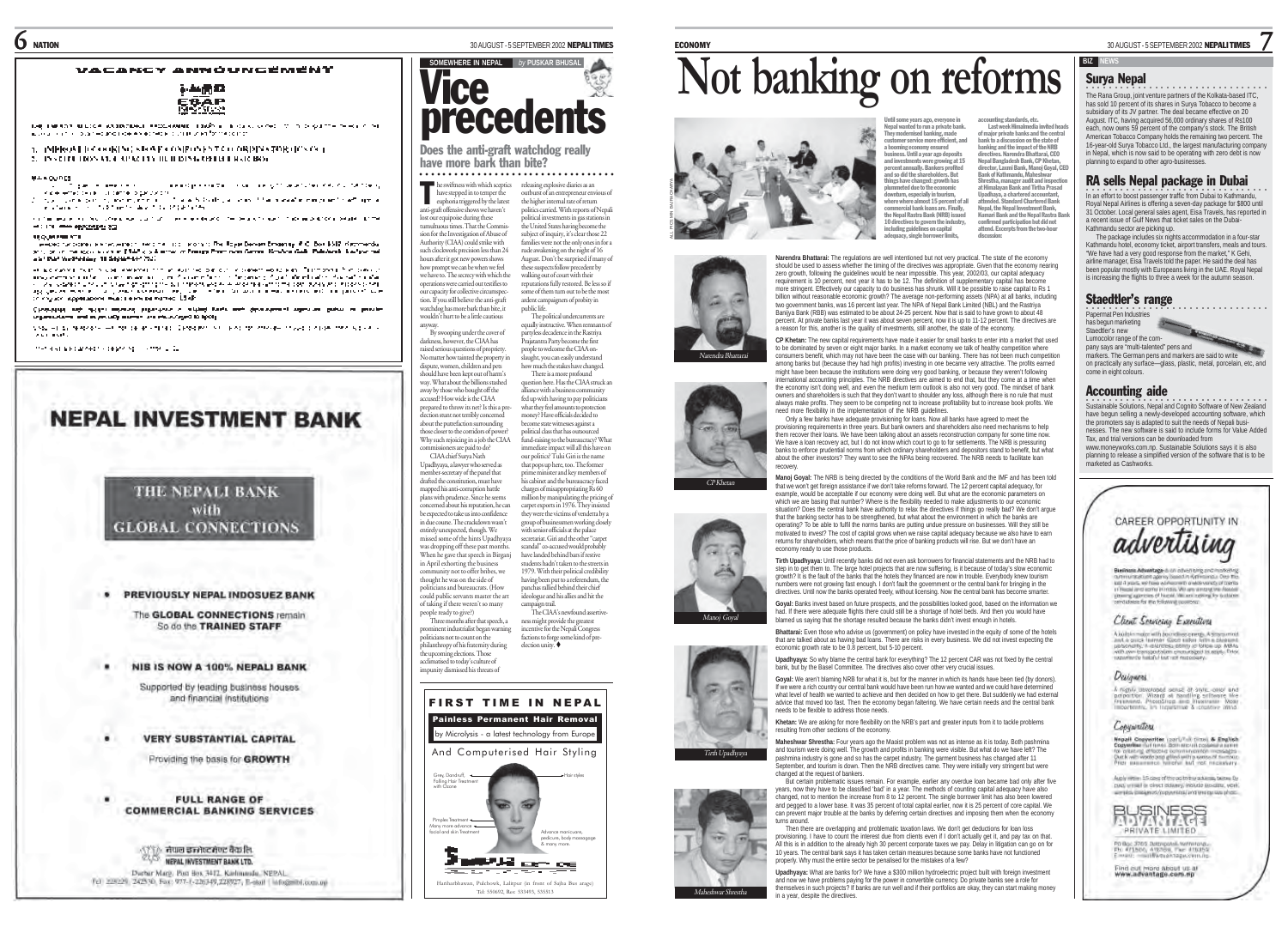## VACANCY ANNOUNCEMENT

# NEPAL INVESTMENT BANK

THE NEPALI BANK with GLOBAL CONNECTIONS

- PREVIOUSLY NEPAL INDOSUEZ BANK

The GLOBAL CONNECTIONS remain So do the TRAINED STAFF

- NIB IS NOW A 100% NEPALI BANK

Supported by leading business houses and financial institutions

- VERY SUBSTANTIAL CAPITAL

Providing the basis for GROWTH

- FULL RANGE OF COMMERCIAL BANKING SERVICES

NEPAL INVESTMENT BANK LTD.

Durbar Marg, Post Box 3412, Kathmandu, NEPAL

SOMEWHERE IN NEPAL *by* PUSKAR BHUSAL

# Vice precedents

## Does the anti-graft watchdog really have more bark than bite?

The swiftness with which sceptics have stepped in to temper the euphoria triggered by the latest anti-graft offensive shows we haven't lost our equipoise during these tumultuous times. That the Commission for the Investigation of Abuse of Authority (CIAA) could strike with such clockwork precision less than 24 hours after it got new powers shows how prompt we can be when we feel we have to. The secrecy with which the operations were carried out testifies to our capacity for collective circumspection. If you still believe the anti-graft watchdog has more bark than bite, it wouldn't hurt to be a little cautious anyway.

By swooping under the cover of darkness, however, the CIAA has raised serious questions of propriety. No matter how tainted the property in dispute, women, children and pets should have been kept out of harm's way. What about the billions stashed away by those who bought off the accused? How wide is the CIAA prepared to throw its net? Is this a pre-election stunt not terribly concerned about the putrefaction surrounding those closer to the corridors of power? Why such rejoicing in a job the CIAA commissioners are paid to do?

CIAA chief Surya Nath Upadhyaya, a lawyer who served as member-secretary of the panel that drafted the constitution, must have mapped his anti-corruption battle plans with prudence. Since he seems concerned about his reputation, he can be expected to take us into confidence in due course. The crackdown wasn't entirely unexpected, though. We missed some of the hints Upadhyaya was dropping off these past months. When he gave that speech in Birganj in April exhorting the business community not to offer bribes, we thought he was on the side of politicians and bureaucrats. (How could public servants master the art of taking if there weren't so many people ready to give?)

Three months after that speech, a prominent industrialist began warning politicians not to count on the philanthropy of his fraternity during the upcoming elections. Those acclimatised to today's culture of impunity dismissed his threats of releasing explosive diaries as an outburst of an entrepreneur envious of the higher internal rate of return politics carried. With reports of Nepali political investments in gas stations in the United States having become the subject of inquiry, it's clear those 22 families were not the only ones in for a rude awakening on the night of 16 August. Don't be surprised if many of these suspects follow precedent by walking out of court with their reputations fully restored. Be less so if some of them turn out to be the most ardent campaigners of probity in public life.

The political undercurrents are equally instructive. When remnants of partyless decadence in the Rastriya Prajatantra Party become the first people to welcome the CIAA onslaught, you can easily understand how much the stakes have changed.

There is a more profound question here. Has the CIAA struck an alliance with a business community fed up with having to pay politicians what they feel amounts to protection money? Have officials decided to become state witnesses against a political class that has outsourced fund-raising to the bureaucracy? What immediate impact will all this have on our politics? Tulsi Giri is the name that pops up here, too. The former prime minister and key members of his cabinet and the bureaucracy faced charges of misappropriating Rs 60 million by manipulating the pricing of carpet exports in 1976. They insisted they were the victims of vendetta by a group of businessmen working closely with senior officials at the palace secretariat. Giri and the other "carpet scandal" co-accused would probably have landed behind bars if restive students hadn't taken to the streets in 1979. With their political credibility having been put to a referendum, the panchas rallied behind their chief ideologue and his allies and hit the campaign trail.

The CIAA's newfound assertiveness might provide the greatest incentive for the Nepali Congress factions to forge some kind of pre-election unity. ♦

## FIRST TIME IN NEPAL

**Painless Permanent Hair Removal**

by Microlysis - a latest technology from Europe

And Computerised Hair Styling

Grey, Dandruff, Falling Hair Treatment with Ozone — Hair styles — Pimples Treatment, Many more advance facial and skin Treatment — Advance manicure, pedicure, body massage & many more.

Harihar Bhawan, Pulchowk, Lalitpur (in front of Sajha Bus stage) Tel: 550692, Res: 553493, 535513

ECONOMY

# Not banking on reforms

**Until some years ago, everyone in Nepal wanted to run a private bank. They modernised banking, made customer service more efficient, and a booming economy ensured business. Until a year ago deposits and investments were growing at 15 percent annually. Bankers profited and so did the shareholders. But things have changed: growth has plummeted due to the economic downturn, especially in tourism, where where almost 15 percent of all commercial bank loans are. Finally, the Nepal Rastra Bank (NRB) issued 10 directives to govern the industry, including guidelines on capital adequacy, single borrower limits, accounting standards, etc.**

**Last week Himalmedia invited heads of major private banks and the central bank to a discussion on the state of banking and the impact of the NRB directives. Narendra Bhattarai, CEO Nepal Bangladesh Bank, CP Khetan, director, Laxmi Bank, Manoj Goyal, CEO Bank of Kathmandu, Maheshwar Shrestha, manager audit and inspection at Himalayan Bank and Tirtha Prasad Upadhaya, a chartered accountant, attended. Standard Chartered Bank Nepal, the Nepal Investment Bank, Kumari Bank and the Nepal Rastra Bank confirmed participation but did not attend. Excerpts from the two-hour discussion:**

**Narendra Bhattarai:** The regulations are well intentioned but not very practical. The state of the economy should be used to assess whether the timing of the directives was appropriate. Given that the economy nearing zero growth, following the guidelines would be near impossible. This year, 2002/03, our capital adequacy requirement is 10 percent, next year it has to be 12. The definition of supplementary capital has become more stringent. Effectively our capacity to do business has shrunk. Will it be possible to raise capital to Rs 1 billion without reasonable economic growth? The average non-performing assets (NPA) at all banks, including two government banks, was 16 percent last year. The NPA of Nepal Bank Limited (NBL) and the Rastriya Banijya Bank (RBB) was estimated to be about 24-25 percent. Now that is said to have grown to about 48 percent. At private banks last year it was about seven percent, now it is up to 11-12 percent. The directives are a reason for this, another is the quality of investments, still another, the state of the economy.

**CP Khetan:** The new capital requirements have made it easier for small banks to enter into a market that used to be dominated by seven or eight major banks. In a market economy we talk of healthy competition where consumers benefit, which may not have been the case with our banking. There has not been much competition among banks but (because they had high profits) investing in one became very attractive. The profits earned might have been because the institutions were doing very good banking, or because they weren't following international accounting principles. The NRB directives are aimed to end that, but they come at a time when the economy isn't doing well, and even the medium term outlook is also not very good. The mindset of bank owners and shareholders is such that they don't want to shoulder any loss, although there is no rule that must always make profits. They seem to be competing not to increase profitability but to increase book profits. We need more flexibility in the implementation of the NRB guidelines.

Only a few banks have adequate provisioning for loans. Now all banks have agreed to meet the provisioning requirements in three years. But bank owners and shareholders also need mechanisms to help them recover their loans. We have been talking about an assets reconstruction company for some time now. We have a loan recovery act, but I do not know which court to go to for settlements. The NRB is pressuring banks to enforce prudential norms from which ordinary shareholders and depositors stand to benefit, but what about the other investors? They want to see the NPAs being recovered. The NRB needs to facilitate loan recovery.

**Manoj Goyal:** The NRB is being directed by the conditions of the World Bank and the IMF and has been told that we won't get foreign assistance if we don't take reforms forward. The 12 percent capital adequacy, for example, would be acceptable if our economy were doing well. But what are the economic parameters on which we are basing that number? Where is the flexibility needed to make adjustments to our economic situation? Does the central bank have authority to relax the directives if things go really bad? We don't argue that the banking sector has to be strengthened, but what about the environment in which the banks are operating? To be able to fulfil the norms banks are putting undue pressure on businesses. Will they still be motivated to invest? The cost of capital grows when we raise capital adequacy because we also have to earn returns for shareholders, which means that the price of banking products will rise. But we don't have an economy ready to use those products.

**Tirth Upadhyaya:** Until recently banks did not even ask borrowers for financial statements and the NRB had to step in to get them to. The larger hotel projects that are now suffering, is it because of today's slow economic growth? It is the fault of the banks that the hotels they financed are now in trouble. Everybody knew tourism numbers were not growing fast enough. I don't fault the government or the central bank for bringing in the directives. Until now the banks operated freely, without licensing. Now the central bank has become smarter.

**Goyal:** Banks invest based on future prospects, and the possibilities looked good, based on the information we had. If there were adequate flights there could still be a shortage of hotel beds. And then you would have blamed us saying that the shortage resulted because the banks didn't invest enough in hotels.

**Bhattarai:** Even those who advise us (government) on policy have invested in the equity of some of the hotels that are talked about as having bad loans. There are risks in every business. We did not invest expecting the economic growth rate to be 0.8 percent, but 5-10 percent.

**Upadhyaya:** So why blame the central bank for everything? The 12 percent CAR was not fixed by the central bank, but by the Basel Committee. The directives also cover other very crucial issues.

**Goyal:** We aren't blaming NRB for what it is, but for the manner in which its hands have been tied (by donors). If we were a rich country our central bank would have been run how we wanted and we could have determined what level of health we wanted to achieve and then decided on how to get there. But suddenly we had external advice that moved too fast. Then the economy began faltering. We have certain needs and the central bank needs to be flexible to address those needs.

**Khetan:** We are asking for more flexibility on the NRB's part and greater inputs from it to tackle problems resulting from other sections of the economy.

**Maheshwar Shrestha:** Four years ago the Maoist problem was not as intense as it is today. Both pashmina and tourism were doing well. The growth and profits in banking were visible. But what do we have left? The pashmina industry is gone and so has the carpet industry. The garment business has changed after 11 September, and tourism is down. Then the NRB directives came. They were initially very stringent but were changed at the request of bankers.

But certain problematic issues remain. For example, earlier any overdue loan became bad only after five years, now they have to be classified 'bad' in a year. The methods of counting capital adequacy have also changed, not to mention the increase from 8 to 12 percent. The single borrower limit has also been lowered and pegged to a lower base. It was 35 percent of total capital earlier, now it is 25 percent of core capital. We can prevent major trouble at the banks by deferring certain directives and imposing them when the economy turns around.

Then there are overlapping and problematic taxation laws. We don't get deductions for loan loss provisioning. I have to count the interest due from clients even if I don't actually get it, and pay tax on that. All this is in addition to the already high 30 percent corporate taxes we pay. Delay in litigation can go on for 10 years. The central bank says it has taken certain measures because some banks have not functioned properly. Why must the entire sector be penalised for the mistakes of a few?

**Upadhyaya:** What are banks for? We have a $300 million hydroelectric project built with foreign investment and now we have problems paying for the power in convertible currency. Do private banks see a role for themselves in such projects? If banks are run well and if their portfolios are okay, they can start making money in a year, despite the directives.

*Narendra Bhattarai*

*CP Khetan*

*Manoj Goyal*

*Tirth Upadhyaya*

*Maheshwar Shrestha*

BIZ NEWS

### Surya Nepal

The Rana Group, joint venture partners of the Kolkata-based ITC, has sold 10 percent of its shares in Surya Tobacco to become a subsidiary of its JV partner. The deal became effective on 20 August. ITC, having acquired 56,000 ordinary shares of Rs100 each, now owns 59 percent of the company's stock. The British American Tobacco Company holds the remaining two percent. The 16-year-old Surya Tobacco Ltd., the largest manufacturing company in Nepal, which is now said to be operating with zero debt is now planning to expand to other agro-businesses.

### RA sells Nepal package in Dubai

In an effort to boost passenger traffic from Dubai to Kathmandu, Royal Nepal Airlines is offering a seven-day package for $800 until 31 October. Local general sales agent, Eisa Travels, has reported in a recent issue of Gulf News that ticket sales on the Dubai-Kathmandu sector are picking up.

The package includes six nights accommodation in a four-star Kathmandu hotel, economy ticket, airport transfers, meals and tours. "We have had a very good response from the market," K Gehi, airline manager, Eisa Travels told the paper. He said the deal has been popular mostly with Europeans living in the UAE. Royal Nepal is increasing the flights to three a week for the autumn season.

### Staedtler's range

Papermat Pen Industries has begun marketing Staedtler's new Lumocolor range of the company says are "multi-talented" pens and markers. The German pens and markers are said to write on practically any surface—glass, plastic, metal, porcelain, etc, and come in eight colours.

### Accounting aide

Sustainable Solutions, Nepal and Cognito Software of New Zealand have begun selling a newly-developed accounting software, which the promoters say is adapted to suit the needs of Nepali businesses. The new software is said to include forms for Value Added Tax, and trial versions can be downloaded from www.moneyworks.com.np. Sustainable Solutions says it is also planning to release a simplified version of the software that is to be marketed as Cashworks.

CAREER OPPORTUNITY IN *advertising*

*Client Servicing Executives*

*Designers*

*Copywriters*

BUSINESS ADVANTAGE PRIVATE LIMITED

Find out more about us at www.advantage.com.np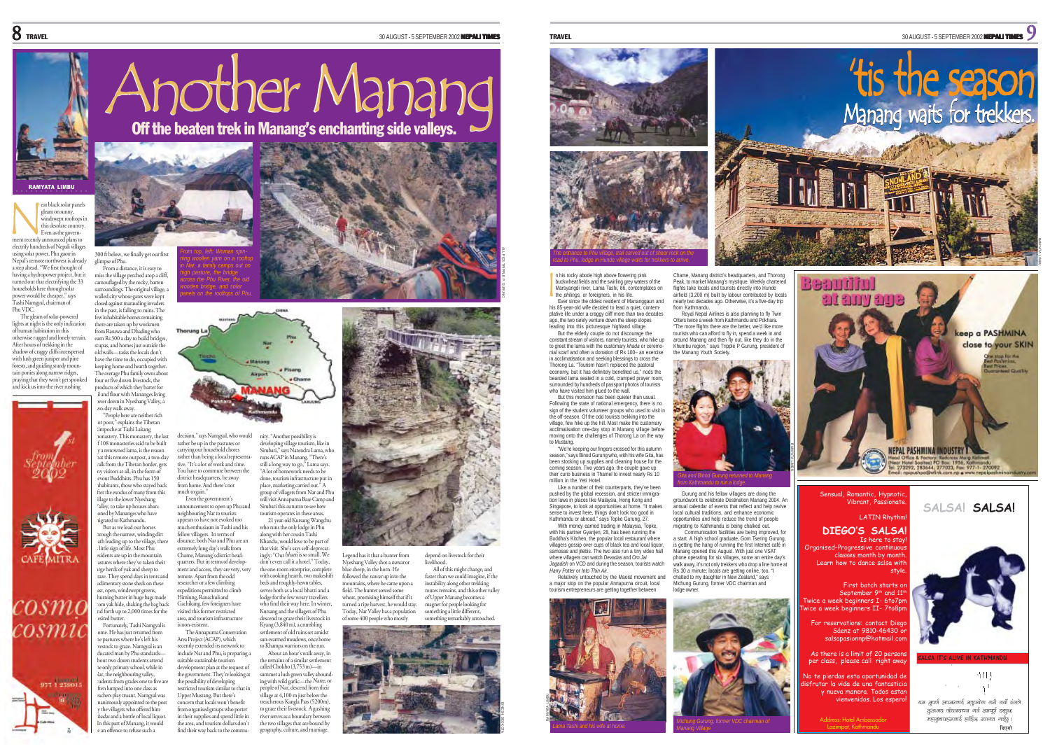# Another Manang

## Off the beaten trek in Manang's enchanting side valleys.

RAMYATA LIMBU

Near black solar panels gleam on sunny, windswept rooftops in this desolate country. Even as the government recently announced plans to electrify hundreds of Nepali villages using solar power, Phu gaon in Nepal's remote northwest is already a step ahead. "We first thought of having a hydropower project, but it turned out that electrifying the 33 households here through solar power would be cheaper," says Tashi Namgyal, chairman of Phu VDC.

The gleam of solar-powered lights at night is the only indication of human habitation in this otherwise rugged and lonely terrain. After hours of trekking in the shadow of craggy cliffs interspersed with lush green juniper and pine forests, and guiding sturdy mountain ponies along narrow ridges, praying that they won't get spooked and kick us into the river rushing 300 ft below, we finally get our first glimpse of Phu.

From a distance, it is easy to miss the village perched atop a cliff, camouflaged by the rocky, barren surroundings. The original village, a walled city whose gates were kept closed against marauding invaders in the past, is falling to ruins. The few inhabitable homes remaining there are taken up by workmen from Rasuwa and Dhading who earn Rs 300 a day to build bridges, stupas, and homes just outside the old walls—tasks the locals don't have the time to do, occupied with keeping home and hearth together. The average Phu family owns about four or five dozen livestock, the products of which they barter for rice and flour with Mananges living lower down in Nyeshang Valley, a two-day walk away.

"People here are neither rich nor poor," explains the Tibetan rimpoche at Tashi Lakang monastery. This monastery, the last of 108 monasteries said to be built by a renowned lama, is the reason that this remote outpost, a two-day walk from the Tibetan border, gets any visitors at all, in the form of devout Buddhists. Phu has 150 inhabitants, those who stayed back after the exodus of many from this village to the lower Nyeshang valley, to take up houses abandoned by Mananges who have migrated to Kathmandu.

But as we lead our horses through the narrow, winding dirt path leading up to the village, there is little sign of life. Most Phu residents are up in the mountain pastures where they've taken their large herds of yak and sheep to graze. They spend days in tents and rudimentary stone sheds on these vast, open, windswept greens, churning butter in huge bags made from yak hide, shaking the bag back and forth up to 2,000 times for the desired butter.

Fortunately, Tashi Namgyal is home. He has just returned from the pastures where he's left his livestock to graze. Namgyal is an educated man by Phu standards—about two dozen students attend the only primary school, while in Nar, the neighbouring valley, students from grades one to five are often lumped into one class as teachers play truant. Namgyal was unanimously appointed to the post by the villagers who offered him *khadas* and a bottle of local liquor. In this part of Manang, it would be an offence to refuse such a decision," says Namgyal, who would rather be up in the pastures or carrying out household chores rather than being a local representative. "It's a lot of work and time. You have to commute between the district headquarters, be away from home. And there's not much to gain."

Even the government's announcement to open up Phu and neighbouring Nar to tourists appears to have not evoked too much enthusiasm in Tashi and his fellow villagers. In terms of distance, both Nar and Phu are an extremely long day's walk from Chame, Manang's district headquarters. But in terms of development and access, they are very, very remote. Apart from the odd researcher or a few climbing expeditions permitted to climb Himlung, Ratachuli and Gachikang, few foreigners have visited this former restricted area, and tourism infrastructure is non-existent.

The Annapurna Conservation Area Project (ACAP), which recently extended its network to include Nar and Phu, is preparing a suitable sustainable tourism development plan at the request of the government. They're looking at the possibility of developing restricted tourism similar to that in Upper Mustang. But there's concern that locals won't benefit from organised groups who porter in their supplies and spend little in the area, and tourism dollars don't find their way back to the community. "Another possibility is developing village tourism, like in Sirubari," says Narendra Lama, who runs ACAP in Manang. "There's still a long way to go," Lama says. "A lot of homework needs to be done, tourism infrastructure put in place, marketing carried out." A group of villagers from Nar and Phu will visit Annapurna Base Camp and Sirubari this autumn to see how tourism operates in these areas.

21 year-old Kursang Wangchu who runs the only lodge in Phu along with her cousin Tashi Khandu, would love to be part of that visit. She's says self-deprecatingly: "Our *bhatti* is so small. We don't even call it a hotel." Today, the one-room enterprise, complete with cooking hearth, two makeshift beds and roughly-hewn tables, serves both as a local bhatti and a lodge for the few weary travellers who find their way here. In winter, Kursang and the villagers of Phu descend to graze their livestock in Kyang (3,840 m), a crumbling settlement of old ruins set amidst sun-warmed meadows, once home to Khampa warriors on the run.

About an hour's walk away, in the remains of a similar settlement called Chokho (3,753 m)—in summer a lush green valley abounding with wild garlic—the *Narte*, or people of Nar, descend from their village at 4,100 m just below the treacherous Kangla Pass (5200m), to graze their livestock. A gushing river serves as a boundary between the two villages that are bound by geography, culture, and marriage.

Legend has it that a hunter from Nyeshang Valley shot a *nawar* or blue sheep, in the horn. He followed the *nawar* up into the mountains, where he came upon a field. The hunter sowed some wheat, promising himself that if it turned a ripe harvest, he would stay. Today, Nar Valley has a population of some 400 people who mostly depend on livestock for their livelihood.

All of this might change, and faster than we could imagine, if the instability along other trekking routes remains, and this other valley of Upper Manang becomes a magnet for people looking for something a little different, something remarkably untouched.

*From top, left: Woman spinning woollen yarn on a rooftop in Nar, a family camps out on high pasture, the bridge across the Phu River, the old wooden bridge, and solar panels on the rooftops of Phu.*

*The entrance to Phu village, trail carved out of sheer rock on the road to Phu, lodge in Hunde village waits for trekkers to arrive.*

# 'tis the season

## Manang waits for trekkers.

In his rocky abode high above flowering pink buckwheat fields and the swirling grey waters of the Marsyangdi river, Lama Tashi, 86, contemplates on the *philings*, or foreigners, in his life.

Ever since the oldest resident of Mananggaun and his 85-year-old wife decided to lead a quiet, contemplative life under a craggy cliff more than two decades ago, the two rarely venture down the steep slopes leading into this picturesque highland village.

But the elderly couple do not discourage the constant stream of visitors, namely tourists, who hike up to greet the lama with the customary khada or ceremonial scarf and often a donation of Rs 100– an exercise in acclimatisation and seeking blessings to cross the Thorong La. "Tourism hasn't replaced the pastoral economy, but it has definitely benefited us," nods the bearded lama seated in a cold, cramped prayer room, surrounded by hundreds of passport photos of tourists who have visited him glued to the wall.

But this monsoon has been quieter than usual. Following the state of national emergency, there is no sign of the student volunteer groups who used to visit in the off-season. Of the odd tourists trekking into the village, few hike up the hill. Most make the customary acclimatisation one-day stop in Manang village before moving onto the challenges of Thorong La on the way to Mustang.

"We're keeping our fingers crossed for this autumn season," says Binod Gurung who, with his wife Gita, has been stocking up supplies and cleaning house for the coming season. Two years ago, the couple gave up their curio business in Thamel to invest nearly Rs 10 million in the Yeti Hotel.

Like a number of their counterparts, they've been pushed by the global recession, and stricter immigration laws in places like Malaysia, Hong Kong and Singapore, to look at opportunities at home. "It makes sense to invest here, things don't look too good in Kathmandu or abroad," says Topke Gurung, 27.

With his partner Gyanjen, 28, has been running the Buddha's Kitchen, the popular local restaurant where villagers gossip over cups of black tea and local liquor, samosas and jilebis. The two also run a tiny video hall where villagers can watch *Devadas* and *Om Jai Jagadish* on VCD and during the season, tourists watch *Harry Potter* or *Into Thin Air*.

Relatively untouched by the Maoist movement and a major stop on the popular Annapurna circuit, local tourism entrepreneurs are getting together between Chame, Manang district's headquarters, and Thorong Peak, to market Manang's mystique. Weekly chartered flights take locals and tourists directly into Hunde airfield (3,200 m) built by labour contributed by locals nearly two decades ago. Otherwise, it's a five-day trip from Kathmandu.

Royal Nepal Airlines is also planning to fly Twin Otters twice a week from Kathmandu and Pokhara. "The more flights there are the better, we'd like more tourists who can afford to fly in, spend a week in and around Manang and then fly out, like they do in the Khumbu region," says Tripple P Gurung, president of the Manang Youth Society.

Gurung and his fellow villagers are doing the groundwork to celebrate Destination Manang 2004. An annual calendar of events that reflect and help revive local cultural traditions, and enhance economic opportunities and help reduce the trend of people migrating to Kathmandu is being chalked out.

Communication facilities are being improved, for a start. A high school graduate, Gom Tsering Gurung, is getting the hang of running the first Internet café in Manang opened this August. With just one VSAT phone operating for six villages, some an entire day's walk away, it's not only trekkers who drop a line home at Rs 30 a minute; locals are getting online, too. "I chatted to my daughter in New Zealand," says Michung Gurung, former VDC chairman and lodge owner.

*Gita and Binod Gurung returned to Manang from Kathmandu to run a lodge.*

*Lama Tashi and his wife at home.*

*Michung Gurung, former VDC chairman of Manang Village*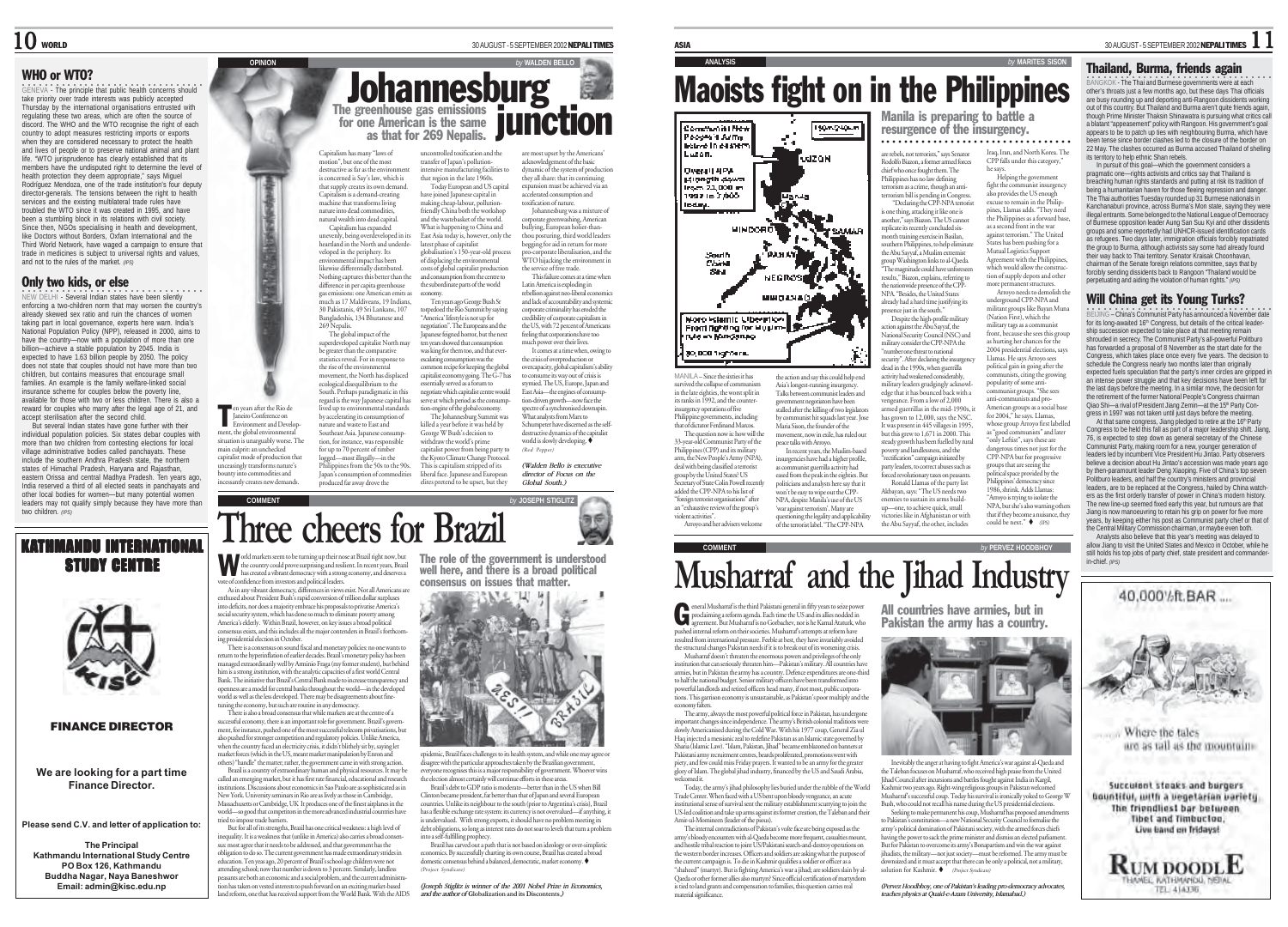## WHO or WTO?

GENEVA - The principle that public health concerns should take priority over trade interests was publicly accepted Thursday by the international organisations entrusted with regulating these two areas, which are often the source of discord. The WHO and the WTO recognise the right of each country to adopt measures restricting imports or exports when they are considered necessary to protect the health and lives of people or to preserve national animal and plant life. "WTO jurisprudence has clearly established that its members have the undisputed right to determine the level of health protection they deem appropriate," says Miguel Rodriguez Mendoza, one of the trade institution's four deputy director-generals. The tensions between the right to health services and the existing multilateral trade rules have troubled the WTO since it was created in 1995, and have been a stumbling block in its relations with civil society. Since then, NGOs specialising in health and development, like Doctors without Borders, Oxfam International and the Third World Network, have waged a campaign to ensure that trade in medicines is subject to universal rights and values, and not to the rules of the market. *(IPS)*

## Only two kids, or else

NEW DELHI - Several Indian states have been silently enforcing a two-children norm that may worsen the country's already skewed sex ratio and ruin the chances of women taking part in local governance, experts have warn. India's National Population Policy (NPP), released in 2000, aims to have the country—now with a population of more than one billion—achieve a stable population by 2045. India is expected to have 1.63 billion people by 2050. The policy does not state that couples should not have more than two children, but contains measures that encourage small families. An example is the family welfare-linked social insurance scheme for couples below the poverty line, available for those with two or less children. There is also a reward for couples who marry after the legal age of 21, and accept sterilisation after the second child.

But several Indian states have gone further with their individual population policies. Six states debar couples with more than two children from contesting elections for local village administrative bodies called panchayats. These include the southern Andhra Pradesh state, the northern states of Himachal Pradesh, Haryana and Rajasthan, eastern Orissa and central Madhya Pradesh. Ten years ago, India reserved a third of all elected seats in panchayats and other local bodies for women—but many potential women leaders may not qualify simply because they have more than two children. *(IPS)*

**KATHMANDU INTERNATIONAL STUDY CENTRE**

**FINANCE DIRECTOR**

We are looking for a part time Finance Director.

Please send C.V. and letter of application to:

The Principal
Kathmandu International Study Centre
PO Box 126, Kathmandu
Buddha Nagar, Naya Baneshwor
Email: admin@kisc.edu.np

OPINION *by* WALDEN BELLO

# Johannesburg junction

### The greenhouse gas emissions for one American is the same as that for 269 Nepalis.

Ten years ago after the Rio de Janeiro Conference on Environment and Development, the global environmental situation is unarguably worse. The main culprit: an unchecked capitalist mode of production that unceasingly transforms nature's bounty into commodities and incessantly creates new demands.

Capitalism has many "laws of motion", but one of the most destructive as far as the environment is concerned is Say's law, which is that supply creates its own demand. Capitalism is a demand-creating machine that transforms living nature into dead commodities, natural wealth into dead capital.

Capitalism has expanded unevenly, being overdeveloped in its heartland in the North and underdeveloped in the periphery. Its environmental impact has been likewise differentially distributed. Nothing captures this better than the difference in per capita greenhouse gas emissions: one American emits as much as 17 Maldiveans, 19 Indians, 30 Pakistanis, 49 Sri Lankans, 107 Bangladeshis, 134 Bhutanese and 269 Nepalis.

The global impact of the superdeveloped capitalist North may be greater than the comparative statistics reveal. For in response to the rise of the environmental movement, the North has displaced ecological disequilibrium to the South. Perhaps paradigmatic in this regard is the way Japanese capital has lived up to environmental standards by accelerating its consumption of nature and waste to East and Southeast Asia. Japanese consumption, for instance, was responsible for up to 70 percent of timber logged—most illegally—in the Philippines from the 50s to the 90s. Japan's consumption of commodities produced far away drove the uncontrolled toxification and the transfer of Japan's pollution-intensive manufacturing facilities to that region in the late 1960s.

Today European and US capital have joined Japanese capital in making cheap-labour, pollution-friendly China both the workshop and the wastebasket of the world. What is happening to China and East Asia today is, however, only the latest phase of capitalist globalisation's 150-year-old process of displacing the environmental costs of global capitalist production and consumption from the centre to the subordinate parts of the world economy.

Ten years ago George Bush Sr torpedoed the Rio Summit by saying "America's lifestyle is not up for negotiation". The Europeans and the Japanese feigned horror, but the next ten years showed that consumption was king for them too, and that ever-escalating consumption was the common recipe for keeping the global capitalist economy going. The G-7 has essentially served as a forum to negotiate which capitalist centre would serve at which period as the consumption-engine of the global economy.

The Johannesburg Summit was killed a year before it was held by George W Bush's decision to withdraw the world's prime capitalist power from being party to the Kyoto Climate Change Protocol. This is capitalism stripped of its liberal face. Japanese and European elites pretend to be upset, but they are most upset by the Americans' acknowledgement of the basic dynamic of the system of production they all share: that its continuing expansion must be achieved via an accelerated consumption and toxification of nature.

Johannesburg was a mixture of corporate greenwashing, American bullying, European holier-than-thou posturing, third world leaders begging for aid in return for more pro-corporate liberalisation, and the WTO hijacking the environment in the service of free trade.

This failure comes at a time when Latin America is exploding in rebellion against neo-liberal economics and lack of accountability and systemic corporate criminality has eroded the credibility of corporate capitalism in the US, with 72 percent of Americans feeling that corporations have too much power over their lives.

It comes at a time when, owing to the crisis of overproduction or overcapacity, global capitalism's ability to consume its way out of crisis is stymied. The US, Europe, Japan and East Asia—the engines of consumption-driven growth—now face the spectre of a synchronised downspin. What analysts from Marx to Schumpeter have discerned as the self-destructive dynamics of the capitalist world is slowly developing. ♦

*(Red Pepper)*

*(Walden Bello is executive director of Focus on the Global South.)*

COMMENT *by* JOSEPH STIGLITZ

# Three cheers for Brazil

### The role of the government is understood well here, and there is a broad political consensus on issues that matter.

World markets seem to be turning up their nose at Brazil right now, but the country could prove surprising and resilient. In recent years, Brazil has created a vibrant democracy with a strong economy, and deserves a vote of confidence from investors and political leaders.

As in any vibrant democracy, differences in views exist. Not all Americans are enthused about President Bush's rapid conversion of trillion dollar surpluses into deficits, nor does a majority embrace his proposals to privatise America's social security system, which has done so much to eliminate poverty among America's elderly. Within Brazil, however, on key issues a broad political consensus exists, and this includes all the major contenders in Brazil's forthcoming presidential election in October.

There is a consensus on sound fiscal and monetary policies: no one wants to return to the hyperinflation of earlier decades. Brazil's monetary policy has been managed extraordinarily well by Arminio Fraga (my former student), but behind him is a strong institution, with the analytic capacities of a first world Central Bank. The initiative that Brazil's Central Bank made to increase transparency and openness are a model for central banks throughout the world—in the developed world as well as the less developed. There may be disagreements about fine-tuning the economy, but such are routine in any democracy.

There is also a broad consensus that while markets are at the centre of a successful economy, there is an important role for government. Brazil's government, for instance, pushed one of the most successful telecom privatisations, but also pushed for stronger competition and regulatory policies. Unlike America, when the country faced an electricity crisis, it didn't blithely sit by, saying let market forces (which in the US, meant market manipulation by Enron and others) "handle" the matter; rather, the government came in with strong action.

Brazil is a country of extraordinary human and physical resources. It may be called an emerging market, but it has first rate financial, educational and research institutions. Discussions about economics in Sao Paulo are as sophisticated as in New York. University seminars in Rio are as lively as those in Cambridge, Massachusetts or Cambridge, UK. It produces one of the finest airplanes in the world—so good that competitors in the more advanced industrial countries have tried to impose trade barriers.

But for all of its strengths, Brazil has one critical weakness: a high level of inequality. It is a weakness that (unlike in America) also carries a broad consensus: most agree that it needs to be addressed, and that government has the obligation to do so. The current government has made extraordinary strides in education. Ten years ago, 20 percent of Brazil's school age children were not attending school; now that number is down to 3 percent. Similarly, landless peasants are both an economic and a social problem, and the current administration has taken on vested interests to push forward on an exciting market-based land reform, one that has received support from the World Bank. With the AIDS epidemic, Brazil faces challenges to its health system, and while one may agree or disagree with the particular approaches taken by the Brazilian government, everyone recognises this is a major responsibility of government. Whoever wins the election almost certainly will continue efforts in these areas.

Brazil's debt to GDP ratio is moderate—better than in the US when Bill Clinton became president, far better than that of Japan and several European countries. Unlike its neighbour to the south (prior to Argentina's crisis), Brazil has a flexible exchange rate system: its currency is not overvalued—if anything, it is undervalued. With strong exports, it should have no problem meeting its debt obligations, so long as interest rates do not soar to levels that turn a problem into a self-fulfilling prophecy.

Brazil has carved out a path that is not based on ideology or over-simplistic economics. By successfully charting its own course, Brazil has created a broad domestic consensus behind a balanced, democratic, market economy. ♦

*(Project Syndicate)*

*(Joseph Stiglitz is winner of the 2001 Nobel Prize in Economics, and the author of Globalization and its Discontents.)*

ANALYSIS *by* MARITES SISON

# Maoists fight on in the Philippines

### Manila is preparing to battle a resurgence of the insurgency.

MANILA – Since the sixties it has survived the collapse of communism in the late eighties, the worst split in its ranks in 1992, and the counter-insurgency operations of five Philippine governments, including that of dictator Ferdinand Marcos.

The question now is: how will the 33-year-old Communist Party of the Philippines (CPP) and its military arm, the New People's Army (NPA), deal with being classified a terrorist group by the United States? US Secretary of State Colin Powell recently added the CPP-NPA to his list of "foreign terrorist organisations" after an "exhaustive review of the group's violent activities".

Arroyo and her advisers welcome the action and say this could help end Asia's longest-running insurgency. Talks between communist leaders and government negotiators have been stalled after the killing of two legislators by communist hit squads last year. Jose Maria Sison, the founder of the movement, now in exile, has ruled out peace talks with Arroyo.

In recent years, the Muslim-based insurgencies have had a higher profile, as communist guerrilla activity had eased from the peak in the eighties. But politicians and analysts here say that it won't be easy to wipe out the CPP-NPA, despite Manila's use of the US 'war against terrorism'. Many are questioning the legality and applicability of the terrorist label. "The CPP-NPA are rebels, not terrorists," says Senator Rodolfo Biazon, a former armed forces chief who once fought them. The Philippines has no law defining terrorism as a crime, though an anti-terrorism bill is pending in Congress.

"Declaring the CPP-NPA terrorist is one thing, attacking it like one is another," says Biazon. The US cannot replicate its recently concluded six-month training exercise in Basilan, southern Philippines, to help eliminate the Abu Sayyaf, a Muslim extremist group Washington links to al-Qaeda. "The magnitude could have unforeseen results," Biazon, explains, referring to the nationwide presence of the CPP-NPA. "Besides, the United States already had a hard time justifying its presence just in the south."

Despite the high-profile military action against the Abu Sayyaf, the National Security Council (NSC) and military consider the CPP-NPA the "number one threat to national security". After declaring the insurgency dead in the 1990s, when guerrilla activity had weakened considerably, military leaders grudgingly acknowledge that it has bounced back with a vengeance. From a low of 2,000 armed guerrillas in the mid-1990s, it has grown to 12,000, says the NSC. It was present in 445 villages in 1995, but this grew to 1,671 in 2000. This steady growth has been fuelled by rural poverty and landlessness, and the "rectification" campaign initiated by party leaders, to correct abuses such as forced revolutionary taxes on peasants.

Ronald Llamas of the party list Akbayan, says: "The US needs two enemies to sustain its arms build-up—one, to achieve quick, small victories like in Afghanistan or with the Abu Sayyaf, the other, includes Iraq, Iran, and North Korea. The CPP falls under this category," he says.

Helping the government fight the communist insurgency also provides the US enough excuse to remain in the Philippines, Llamas adds. "They need the Philippines as a forward base, as a second front in the war against terrorism." The United States has been pushing for a Mutual Logistics Support Agreement with the Philippines, which would allow the construction of supply depots and other more permanent structures.

Arroyo needs to demolish the underground CPP-NPA and militant groups like Bayan Muna (Nation First), which the military tags as a communist front, because she sees this group as hurting her chances for the 2004 presidential elections, says Llamas. He says Arroyo sees political gain in going after the communists, citing the growing popularity of some anti-communist groups. "She sees anti-communists and pro-American groups as a social base for 2004," he says. Llamas, whose group Arroyo first labelled as "good communists" and later "only Leftist", says these are dangerous times not just for the CPP-NPA but for progressive groups that are seeing the political space provided by the Philippines democracy since 1986, shrink. Adds Llamas: "Arroyo is trying to isolate the NPA, but she's also warning others that if they become a nuisance, they could be next." ♦ *(IPS)*

COMMENT *by* PERVEZ HOODBHOY

# Musharraf and the Jihad Industry

### All countries have armies, but in Pakistan the army has a country.

General Musharraf is the third Pakistani general in fifty years to seize power proclaiming a reform agenda. Each time the US and its allies nodded in agreement. But Musharraf is no Gorbachev, nor is he Kamal Ataturk, who pushed internal reform on their societies. Musharraf's attempts at reform have resulted from international pressure. Feeble at best, they have invariably avoided the structural changes Pakistan needs if it is to break out of its worsening crisis.

Musharraf doesn't threaten the enormous powers and privileges of the only institution that can seriously threaten him—Pakistan's military. All countries have armies, but in Pakistan the army has a country. Defence expenditures are one-third to half the national budget. Senior military officers have been transformed into powerful landlords and retired officers head many, if not most, public corporations. This garrison economy is unsustainable, as Pakistan's poor multiply and the economy falters.

The army, always the most powerful political force in Pakistan, has undergone important changes since independence. The army's British colonial traditions were slowly Americanised during the Cold War. With his 1977 coup, General Zia ul Haq injected a messianic zeal to redefine Pakistan as an Islamic state governed by Sharia (Islamic Law). "Islam, Pakistan, Jihad" became emblazoned on banners at Pakistani army recruitment centres, beards proliferated, promotions went with piety, and few could miss Friday prayers. It wanted to be an army for the greater glory of Islam. The global jihad industry, financed by the US and Saudi Arabia, welcomed it.

Today, the army's jihad philosophy lies buried under the rubble of the World Trade Center. When faced with a US bent upon bloody vengeance, an acute institutional sense of survival sent the military establishment scurrying to join the US-led coalition and take up arms against its former creation, the Taleban and their Amir-ul-Momineen (leader of the pious).

The internal contradictions of Pakistan's volte face are being exposed as the army's bloody encounters with al-Qaeda become more frequent, casualties mount, and hostile tribal reaction to joint US/Pakistani search-and-destroy operations on the western border increases. Officers and soldiers are asking what the purpose of the current campaign is. To die in Kashmir qualifies a soldier or officer as a "shaheed" (martyr). But is fighting America's war a jihad; are soldiers slain by al-Qaeda or other former allies also martyrs? Since official certification of martyrdom is tied to land grants and compensation to families, this question carries real material significance.

Inevitably the anger at having to fight America's war against al-Qaeda and the Taleban focuses on Musharraf, who received high praise from the United Jihad Council after incursions and battles fought against India in Kargil, Kashmir two years ago. Right-wing religious groups in Pakistan welcomed Musharraf's successful coup. Today his survival is ironically yoked to George W Bush, who could not recall his name during the US presidential elections.

Seeking to make permanent his coup, Musharraf has proposed amendments to Pakistan's constitution—a new National Security Council to formalise the army's political domination of Pakistani society, with the armed forces chiefs having the power to sack the prime minister and dismiss an elected parliament. But for Pakistan to overcome its army's Bonapartism and win the war against jihadists, the military—not just society—must be reformed. The army must be downsized and it must accept that there can be only a political, not a military, solution for Kashmir. ♦ *(Project Syndicate)*

*(Pervez Hoodbhoy, one of Pakistan's leading pro-democracy advocates, teaches physics at Quaid-e-Azam University, Islamabad.)*

## Thailand, Burma, friends again

BANGKOK - The Thai and Burmese governments were at each other's throats just a few months ago, but these days Thai officials are busy rounding up and deporting anti-Rangoon dissidents working out of this country. But Thailand and Burma aren't quite friends again, though Prime Minister Thaksin Shinawatra is pursuing what critics call a blatant "appeasement" policy with Rangoon. His government's goal appears to be to patch up ties with neighbouring Burma, which have been tense since border clashes led to the closure of the border on 22 May. The clashes occurred as Burma accused Thailand of shelling its territory to help ethnic Shan rebels.

In pursuit of this goal—which the government considers a pragmatic one—rights activists and critics say that Thailand is breaching human rights standards and putting at risk its tradition of being a humanitarian haven for those fleeing repression and danger. The Thai authorities Tuesday rounded up 31 Burmese nationals in Kanchanaburi province, across Burma's Mon state, saying they were illegal entrants. Some belonged to the National League of Democracy of Burmese opposition leader Aung San Suu Kyi and other dissidents groups and some reportedly had UNHCR-issued identification cards as refugees. Two days later, immigration officials forcibly repatriated the group to Burma, although activists say some had already found their way back to Thai territory. Senator Kraisak Choonhavan, chairman of the Senate foreign relations committee, says that by forcibly sending dissidents back to Rangoon "Thailand would be perpetuating and aiding the violation of human rights." *(IPS)*

## Will China get its Young Turks?

BEIJING – China's Communist Party has announced a November date for its long-awaited 16th Congress, but details of the critical leadership succession expected to take place at that meeting remain shrouded in secrecy. The Communist Party's all-powerful Politburo has forwarded a proposal of 8 November as the start date for the Congress, which takes place once every five years. The decision to schedule the Congress nearly two months later than originally expected fuels speculation that the party's inner circles are gripped in an intense power struggle and that key decisions have been left for the last days before the meeting. In a similar move, the decision for the retirement of the former National People's Congress chairman Qiao Shi—a rival of President Jiang Zemin—at the 15th Party Congress in 1997 was not taken until just days before the meeting.

At that same congress, Jiang pledged to retire at the 16th Party Congress to be held this fall as part of a major leadership shift. Jiang, 76, is expected to step down as general secretary of the Chinese Communist Party, making room for a new, younger generation of leaders led by incumbent Vice President Hu Jintao. Party observers believe a decision about Hu Jintao's accession was made years ago by then-paramount leader Deng Xiaoping. Five of China's top seven Politburo leaders, and half the country's ministers and provincial leaders, are to be replaced at the Congress, hailed by China watchers as the first orderly transfer of power in China's modern history. The new line-up seemed fixed early this year, but rumours are that Jiang is now manoeuvring to retain his grip on power for five more years, by keeping either his post as Communist party chief or that of the Central Military Commission chairman, or maybe even both.

Analysts also believe that this year's meeting was delayed to allow Jiang to visit the United States and Mexico in October, while he still holds his top jobs of party chief, state president and commander-in-chief. *(IPS)*

40,000ft. BAR ...

Where the tales are as tall as the mountains

Succulent steaks and burgers bountiful, with a vegetarian variety. The friendliest bar between Tibet and Timbuctoo, Live band on fridays!

RUM DOODLE
THAMEL, KATHMANDU, NEPAL
TEL: 414336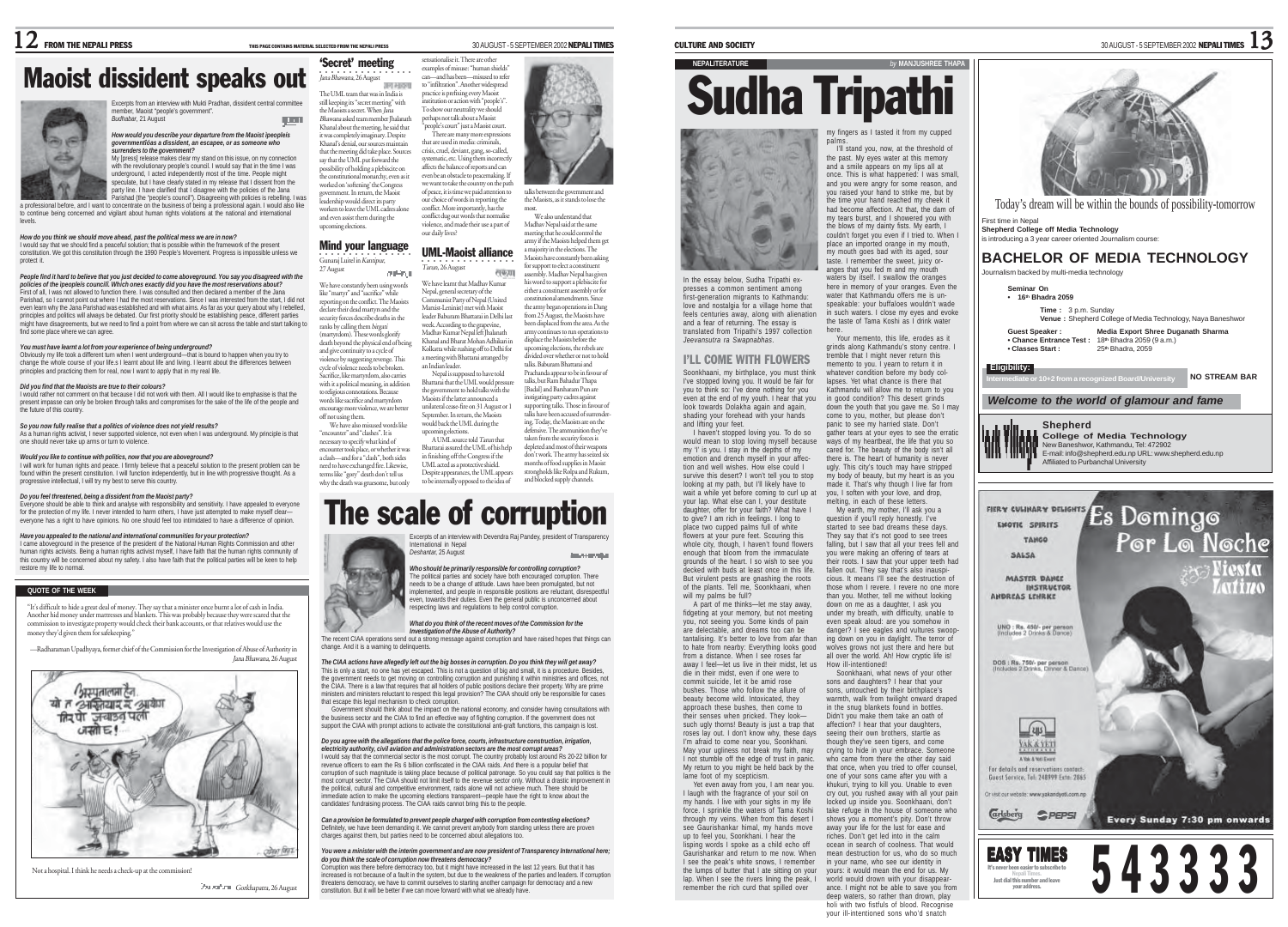# Maoist dissident speaks out

Excerpts from an interview with Mukti Pradhan, dissident central committee member, Maoist "people's government". *Budhabar*, 21 August

***How would you describe your departure from the Maoist (peoples) governments/as a dissident, an escapee, or as someone who surrenders to the government?***

My [press] release makes clear my stand on this issue, on my connection with the revolutionary people's council. I would say that in the time I was underground, I acted independently most of the time. People might speculate, but I have clearly stated in my release that I dissent from the party line. I have clarified that I disagree with the policies of the Jana Parishad (the "people's council"). Disagreeing with policies is rebelling. I was a professional before, and I want to concentrate on the business of being a professional again. I would also like to continue being concerned and vigilant about human rights violations at the national and international levels.

***How do you think we should move ahead, past the political mess we are in now?***

I would say that we should find a peaceful solution; that is possible within the framework of the present constitution. We got this constitution through the 1990 People's Movement. Progress is impossible unless we protect it.

***People find it hard to believe that you just decided to come aboveground. You say you disagreed with the policies of the (peoples) council. Which ones exactly did you have the most reservations about?***

First of all, I was not allowed to function there. I was consulted and then declared a member of the Jana Parishad, so I cannot point out where I had the most reservations. Since I was interested from the start, I did not even learn why the Jana Parishad was established and with what aims. As far as your query about why I rebelled, principles and politics will always be debated. Our first priority should be establishing peace, different parties might have disagreements, but we need to find a point from where we can sit across the table and start talking to find some place where we can agree.

***You must have learnt a lot from your experience of being underground?***

Obviously my life took a different turn when I went underground—that is bound to happen when you try to change the whole course of your life.s I learnt about life and living. I learnt about the differences between principles and practicing them for real, now I want to apply that in my real life.

***Did you find that the Maoists are true to their colours?***

I would rather not comment on that because I did not work with them. All I would like to emphasise is that the present impasse can only be broken through talks and compromises for the sake of the life of the people and the future of this country.

***So you now fully realise that a politics of violence does not yield results?***

As a human rights activist, I never supported violence, not even when I was underground. My principle is that one should never take up arms or turn to violence.

***Would you like to continue with politics, now that you are aboveground?***

I will work for human rights and peace. I firmly believe that a peaceful solution to the present problem can be found within the present constitution. I will function independently, but in line with progressive thought. As a progressive intellectual, I will try my best to serve this country.

***Do you feel threatened, being a dissident from the Maoist party?***

Everyone should be able to think and analyse with responsibility and sensitivity. I have appealed to everyone for the protection of my life. I never intended to harm others, I have just attempted to make myself clear—everyone has a right to have opinions. No one should feel too intimidated to have a difference of opinion.

***Have you appealed to the national and international communities for your protection?***

I came aboveground in the presence of the president of the National Human Rights Commission and other human rights activists. Being a human rights activist myself, I have faith that the human rights community of this country will be concerned about my safety. I also have faith that the political parties will be keen to help restore my life to normal.

## QUOTE OF THE WEEK

"It's difficult to hide a great deal of money. They say that a minister once burnt a lot of cash in India. Another hid money under mattresses and blankets. This was probably because they were scared that the commission to investigate property would check their bank accounts, or that relatives would use the money they'd given them for safekeeping."

—Radharaman Upadhyaya, former chief of the Commission for the Investigation of Abuse of Authority in *Jana Bhawana*, 26 August

Not a hospital. I think he needs a check-up at the commission!

*Gorkhapatra*, 26 August

## 'Secret' meeting

*Jana Bhawana*, 26 August

The UML team that was in India is still keeping its "secret meeting" with the Maoists a secret. When *Jana Bhawana* asked team member Jhalanath Khanal about the meeting, he said that it was completely imaginary. Despite Khanal's denial, our sources maintain that the meeting did take place. Sources say that the UML put forward the possibility of holding a plebiscite on the constitutional monarchy, even as it worked on 'softening' the Congress government. In return, the Maoist leadership would direct its party workers to leave the UML cadres alone and even assist them during the upcoming elections.

## Mind your language

Gunaraj Luitel in *Kantipur*, 27 August

We have constantly been using words like "martyr" and "sacrifice" while reporting on the conflict. The Maoists declare their dead martyrs and the security forces describe deaths in the ranks by calling them *birgati* (martyrdom). These words glorify death beyond the physical end of being and give continuity to a cycle of violence by suggesting revenge. This cycle of violence needs to be broken. Sacrifice, like martyrdom, also carries with it a political meaning, in addition to religious connotations. Because words like sacrifice and martyrdom encourage more violence, we are better off not using them.

We have also misused words like "encounter" and "clashes". It is necessary to specify what kind of encounter took place, or whether it was a clash—and for a "clash", both sides need to have exchanged fire. Likewise, terms like "gory" death don't tell us why the death was gruesome, but only sensationalise it. There are other examples of misuse: "human shields" can—and has been—misused to refer to "infiltration". Another widespread practice is prefixing every Maoist institution or action with "people's". To show our neutrality we should perhaps not talk about a Maoist "people's court" just a Maoist court.

There are many more expressions that are used in media: criminals, crisis, cruel, deviant, gang, so-called, systematic, etc. Using them incorrectly affects the balance of reports and can even be an obstacle to peacemaking. If we want to take the country on the path of peace, it is time we paid attention to our choice of words in reporting the conflict. More importantly, has the conflict dug our words that normalise violence, and made their use a part of our daily lives?

## UML-Maoist alliance

*Tarun*, 26 August

We have learnt that Madhav Kumar Nepal, general secretary of the Communist Party of Nepal (United Marxist-Leninist) met with Maoist leader Baburam Bhattarai in Delhi last week. According to the grapevine, Madhav Kumar Nepal left Jhalanath Khanal and Bharat Mohan Adhikari in Kolkatta while rushing off to Delhi for a meeting with Bhattarai arranged by an Indian leader.

Nepal is supposed to have told Bhattarai that the UML would pressure the government to hold talks with the Maoists if the latter announced a unilateral cease-fire on 31 August or 1 September. In return, the Maoists would back the UML during the upcoming elections.

A UML source told *Tarun* that Bhattarai assured the UML of his help in finishing off the Congress if the UML acted as a protective shield. Despite appearances, the UML appears to be internally opposed to the idea of talks between the government and the Maoists, as it stands to lose the most.

We also understand that Madhav Nepal said at the same meeting that he could control the army if the Maoists helped them get a majority in the elections. The Maoists have constantly been asking for support to elect a constituent assembly. Madhav Nepal has given his word to support a plebiscite for either a constituent assembly or for constitutional amendments. Since the army began operations in Dang from 25 August, the Maoists have been displaced from the area. As the army continues to run operations to displace the Maoists before the upcoming elections, the rebels are divided over whether or not to hold talks. Baburam Bhattarai and Prachanda appear to be in favour of talks, but Ram Bahadur Thapa [Badal] and Barsharam Pun are instigating party cadres against supporting talks. Those in favour of talks have been accused of surrendering. Today, the Maoists are on the defensive. The ammunition they've taken from the security forces is depleted and most of their weapons don't work. The army has seized six months of food supplies in Maoist strongholds like Rolpa and Rukum, and blocked supply channels.

# The scale of corruption

Excerpts of an interview with Devendra Raj Pandey, president of Transparency International in Nepal *Deshantar*, 25 August

***Who should be primarily responsible for controlling corruption?***

The political parties and society have both encouraged corruption. There needs to be a change of attitude. Laws have been promulgated, but not implemented, and people in responsible positions are reluctant, disrespectful even, towards their duties. Even the general public is unconcerned about respecting laws and regulations to help control corruption.

***What do you think of the recent moves of the Commission for the Investigation of the Abuse of Authority?***

The recent CIAA operations send out a strong message against corruption and have raised hopes that things can change. And it is a warning to delinquents.

***The CIAA actions have allegedly left out the big bosses in corruption. Do you think they will get away?***

This is only a start, no one has yet escaped. This is not a question of big and small, it is a procedure. Besides, the government needs to get moving on controlling corruption and punishing it within ministries and offices, not the CIAA. There is a law that requires that all holders of public positions declare their property. Why are prime ministers and ministers reluctant to respect this legal provision? The CIAA should only be responsible for cases that escape this legal mechanism to check corruption.

Government should think about the impact on the national economy, and consider having consultations with the business sector and the CIAA to find an effective way of fighting corruption. If the government does not support the CIAA with prompt actions to activate the constitutional anti-graft functions, this campaign is lost.

***Do you agree with the allegations that the police force, courts, infrastructure construction, irrigation, electricity authority, civil aviation and administration sectors are the most corrupt areas?***

I would say that the commercial sector is the most corrupt. The country probably lost around Rs 20-22 billion for revenue officers to earn the Rs 6 billion confiscated in the CIAA raids. And there is a popular belief that corruption of such magnitude is taking place because of political patronage. So you could say that politics is the most corrupt sector. The CIAA should not limit itself to the revenue sector only. Without a drastic improvement in the political, cultural and competitive environment, raids alone will not achieve much. There should be immediate action to make the upcoming elections transparent—people have the right to know about the candidates' fundraising process. The CIAA raids cannot bring this to the people.

***Can a provision be formulated to prevent people charged with corruption from contesting elections?***

Definitely, we have been demanding it. We cannot prevent anybody from standing unless there are proven charges against them, but parties need to be concerned about allegations too.

***You were a minister with the interim government and are now president of Transparency International here; do you think the scale of corruption now threatens democracy?***

Corruption was there before democracy too, but it might have increased in the last 12 years. But that it has increased is not because of a fault in the system, but due to the weakness of the parties and leaders. If corruption threatens democracy, we have to commit ourselves to starting another campaign for democracy and a new constitution. But it will be better if we can move forward with what we already have.

## NEPALITERATURE

*by* **MANJUSHREE THAPA**

# Sudha Tripathi

In the essay below, Sudha Tripathi expresses a common sentiment among first-generation migrants to Kathmandu: love and nostalgia for a village home that feels centuries away, along with alienation and a fear of returning. The essay is translated from Tripathi's 1997 collection *Jeevansutra ra Swapnabhas*.

## I'LL COME WITH FLOWERS

Soonkhaani, my birthplace, you must think I've stopped loving you. It would be fair for you to think so: I've done nothing for you even at the end of my youth. I hear that you look towards Dolakha again and again, shading your forehead with your hands and lifting your feet.

I haven't stopped loving you. To do so would mean to stop loving myself because my 'I' is you. I stay in the depths of my emotion and drench myself in your affection and devotion. How else could I survive this desert? I won't tell you to stop looking at my path, but I'll likely have to wait a while yet before coming to curl up at your lap. What else can I, your destitute daughter, offer for your faith? What have I to give? I am rich in feelings. I long to place two cupped palms full of white flowers at your pure feet. Scouring this whole city, though, I haven't found flowers enough that bloom from the immaculate grounds of the heart. I so wish to see you decked with buds at least once in this life. But virulent pests are gnashing the roots of the plants. Tell me, Soonkhaani, when will my palms be full?

A part of me thinks—let me stay away, fidgeting at your memory, but not meeting you, not seeing you. Some kinds of pain are delectable, and dreams too can be tantalising. It's better to love from afar than to hate from nearby: Everything looks good from a distance. When I see roses far away I feel—let us live in their midst, let us die in their midst, even if one were to commit suicide, let it be amid rose bushes. Those who follow the allure of beauty become wild. Intoxicated, they approach these bushes, then come to their senses when pricked. They look—such ugly thorns! Beauty is just a trap that roses lay out. I don't know why, these days I'm afraid to come near you, Soonkhaani. May your ugliness not break my faith, may I not stumble off the edge of trust in panic. My return to you might be held back by the lame foot of my scepticism.

Yet even away from you, I am near you. I laugh with the fragrance of your soil on my hands. I live with your sighs in my life force. I sprinkle the waters of Tama Koshi through my veins. When from this desert I see Gaurishankar himal, my hands move up to feel you, Soonkhaani. I hear the lisping words I spoke as a child echo off Gaurishankar and return to me now. When I see the peak's white snows, I remember the lumps of butter that I ate sitting on your lap. When I see the rivers lining the peak, I remember the rich curd that spilled over my fingers as I tasted it from my cupped palms.

I'll stand you, now, at the threshold of the past. My eyes water at this memory and a smile appears on my lips all at once. This is what happened: I was small, and you were angry for some reason, and you raised your hand to strike me, but by the time your hand reached my cheek it had become affection. At that, the dam of my tears burst, and I showered you with the blows of my dainty fists. My earth, I couldn't forget you even if I tried to. When I place an imported orange in my mouth, my mouth goes bad with its aged, sour taste. I remember the sweet, juicy oranges that you fed me and my mouth waters by itself. I swallow the oranges here in memory of your oranges. Even the water that Kathmandu offers me is unspeakable: your buffaloes wouldn't wade in such waters. I close my eyes and evoke the taste of Tama Koshi as I drink water here.

Your memento, this life, erodes as it grinds along Kathmandu's stony centre. I tremble that I might never return this memento to you. I yearn to return it in whatever condition before my body collapses. Yet what chance is there that Kathmandu will allow me to return to you in good condition? This desert grinds down the youth that you gave me. So I may come to you, mother, but please don't panic to see my harried state. Don't gather tears at your eyes to see the erratic ways of my heartbeat, the life that you so cared for. The beauty of the body isn't all there is. The heart of humanity is never ugly. This city's touch may have stripped my body of beauty, but my heart is as you made it. That's why though I live far from you, I soften with your love, and drop, melting, in each of these letters.

My earth, my mother, I'll ask you a question if you'll reply honestly. I've started to see bad dreams these days. They say that it's not good to see trees falling, but I saw that all your trees fell and you were making an offering of tears at their roots. I saw that your upper teeth had fallen out. They say that's also inauspicious. It means I'll see the destruction of those whom I revere. I revere no one more than you. Mother, tell me without looking down on me as a daughter, I ask you under my breath, with difficulty, unable to even speak aloud: are you somehow in danger? I see eagles and vultures swooping down on you in daylight. The terror of wolves grows not just there and here but all over the world. Ah! How cryptic life is! How ill-intentioned!

Soonkhaani, what news of your other sons and daughters? I hear that your sons, untouched by their birthplace's warmth, walk from twilight onward draped in the snug blankets found in bottles. Didn't you make them take an oath of affection? I hear that your daughters, seeing their own brothers, startle as though they've seen tigers, and come crying to hide in your embrace. Someone who came from there the other day said that once, when you tried to offer counsel, one of your sons came after you with a khukuri, trying to kill you. Unable to even cry out, you rushed away with all your pain locked up inside you. Soonkhaani, don't take refuge in the house of someone who shows you a moment's pity. Don't throw away your life for the lust for ease and riches. Don't get led into in the calm ocean in search of coolness. That would mean destruction for us, who do so much in your name, who see our identity in yours: it would mean the end for us. My world would drown with your disappearance. I might not be able to save you from deep waters, so rather than drown, play holi with two fistfuls of blood. Recognise your ill-intentioned sons who'd snatch

Today's dream will be within the bounds of possibility-tomorrow

First time in Nepal
**Shepherd College off Media Technology**
is introducing a 3 year career oriented Journalism course:

## BACHELOR OF MEDIA TECHNOLOGY

Journalism backed by multi-media technology

**Seminar On**
- **16th Bhadra 2059**

**Time :** 3 p.m. Sunday
**Venue :** Shepherd College of Media Technology, Naya Baneshwor

**Guest Speaker :** Media Export Shree Duganath Sharma
- **Chance Entrance Test :** 18th Bhadra 2059 (9 a.m.)
- **Classes Start :** 25th Bhadra, 2059

**Eligibility:** Intermediate or 10+2 from a recognized Board/University **NO STREAM BAR**

*Welcome to the world of glamour and fame*

**Shepherd**
**College of Media Technology**
New Baneshwor, Kathmandu, Tel: 472902
E-mail: info@shepherd.edu.np URL: www.shepherd.edu.np
Affiliated to Purbanchal University

FIERY CULINARY DELIGHTS
EXOTIC SPIRITS
TANGO
SALSA
MASTER DANCE INSTRUCTOR
ANDREAS LEHRKE

Es Domingo Por La Noche
Fiesta Latino

UNO : Rs. 450/- per person (Includes 2 Drinks & Dance)

DOS : Rs. 750/- per person (Includes 2 Drinks, Dinner & Dance)

For details and reservations contact: Guest Service, Tel: 248999 Extn: 2865

Or visit our website: www.yakandyeti.com.np

Every Sunday 7:30 pm onwards

**EASY TIMES**
It's never been easier to subscribe to Nepali Times.
Just dial this number and leave your address.

**543333**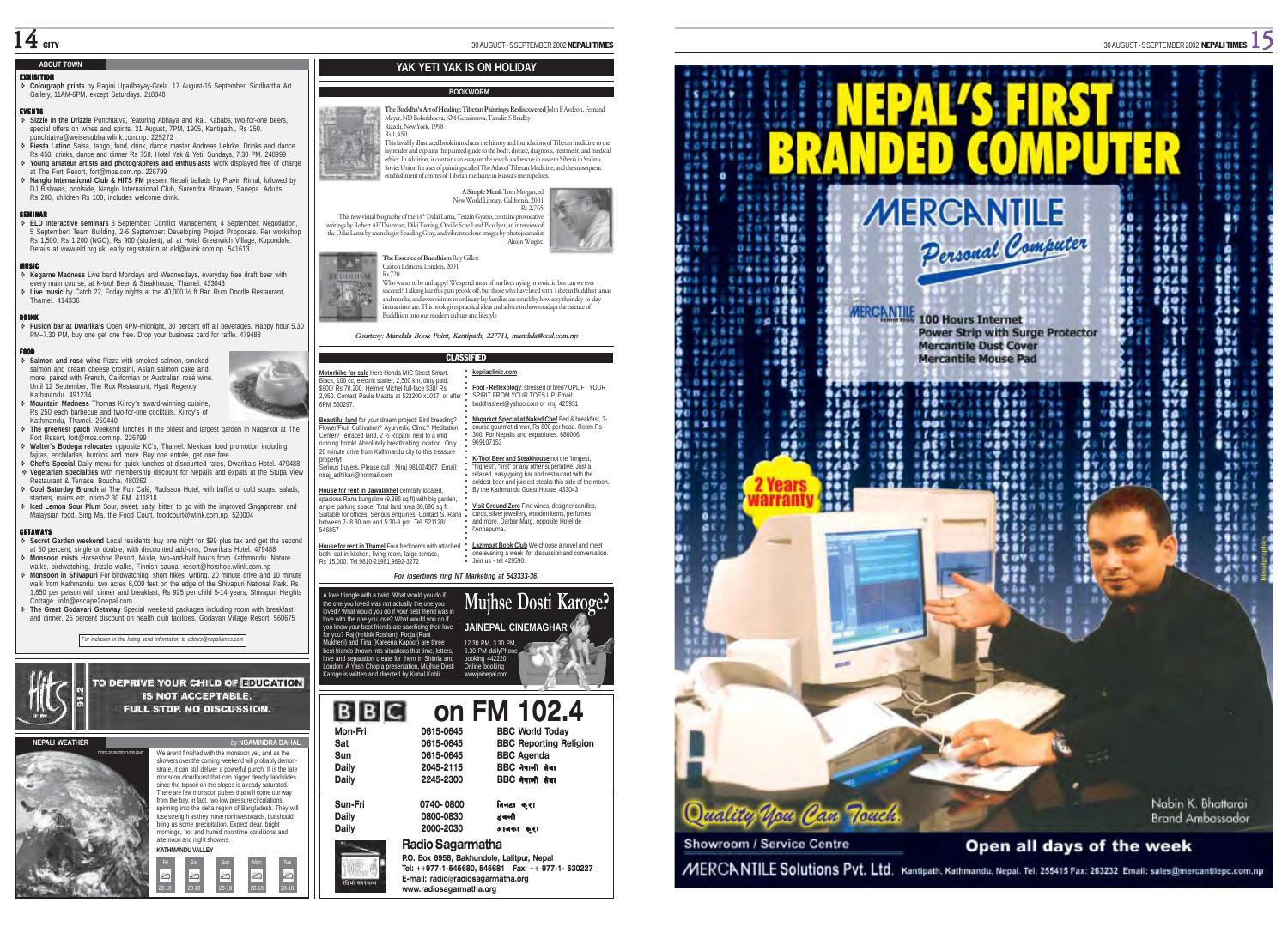## ABOUT TOWN

### EXHIBITION

- **Colorgraph prints** by Ragini Upadhayay-Grela. 17 August-15 September, Siddhartha Art Gallery, 11AM-6PM, except Saturdays. 218048

### EVENTS

- **Sizzle in the Drizzle** Punchtatva, featuring Abhaya and Raj. Kababs, two-for-one beers, special offers on wines and spirits. 31 August, 7PM, 1905, Kantipath., Rs. 250. punchtatva@weisesubba.wlink.com.np. 225272
- **Fiesta Latino** Salsa, tango, food, drink, dance master Andreas Lehrke. Drinks and dance Rs 450, drinks, dance and dinner Rs 750. Hotel Yak & Yeti, Sundays, 7.30 PM. 248999
- **Young amateur artists and photographers and enthusiasts** Work displayed free of charge at The Fort Resort, fort@mos.com.np. 226799
- **Nanglo International Club & HITS FM** present Nepali ballads by Pravin Rimal, followed by DJ Bishwas, poolside, Nanglo International Club, Surendra Bhawan, Sanepa. Adults Rs 200, children Rs 100, includes welcome drink.

### SEMINAR

- **ELD Interactive seminars** 3 September: Conflict Management, 4 September: Negotiation, 5 September: Team Building, 2-6 September: Developing Project Proposals. Per workshop Rs 1,500, Rs 1,200 (NGO), Rs 900 (student), all at Hotel Greenwich Village, Kupondole. Details at www.eld.org.uk, early registration at eld@wlink.com.np. 541613

### MUSIC

- **Kegarne Madness** Live band Mondays and Wednesdays, everyday free draft beer with every main course, at K-too! Beer & Steakhouse, Thamel. 433043
- **Live music** by Catch 22, Friday nights at the 40,000 ½ ft Bar, Rum Doodle Restaurant, Thamel. 414336

### DRINK

- **Fusion bar at Dwarika's** Open 4PM-midnight, 30 percent off all beverages. Happy hour 5.30 PM–7.30 PM, buy one get one free. Drop your business card for raffle. 479488

### FOOD

- **Salmon and rosé wine** Pizza with smoked salmon, smoked salmon and cream cheese crostini, Asian salmon cake and more, paired with French, Californian or Australian rosé wine. Until 12 September, The Rox Restaurant, Hyatt Regency Kathmandu. 491234
- **Mountain Madness** Thomas Kilroy's award-winning cuisine, Rs 250 each barbecue and two-for-one cocktails. Kilroy's of Kathmandu, Thamel. 250440
- **The greenest patch** Weekend lunches in the oldest and largest garden in Nagarkot at The Fort Resort, fort@mos.com.np. 226799
- **Walter's Bodega relocates** opposite KC's, Thamel. Mexican food promotion including fajitas, enchiladas, burritos and more. Buy one entrée, get one free.
- **Chef's Special** Daily menu for quick lunches at discounted rates, Dwarika's Hotel. 479488
- **Vegetarian specialties** with membership discount for Nepalis and expats at the Stupa View Restaurant & Terrace, Boudha. 480262
- **Cool Saturday Brunch** at The Fun Café, Radisson Hotel, with buffet of cold soups, salads, starters, mains etc, noon-2.30 PM. 411818
- **Iced Lemon Sour Plum** Sour, sweet, salty, bitter, to go with the improved Singaporean and Malaysian food. Sing Ma, the Food Court, foodcourt@wlink.com.np. 520004

### GETAWAYS

- **Secret Garden weekend** Local residents buy one night for $99 plus tax and get the second at 50 percent, single or double, with discounted add-ons, Dwarika's Hotel. 479488
- **Monsoon mists** Horseshoe Resort, Mude, two-and-half hours from Kathmandu. Nature walks, birdwatching, drizzle walks, Finnish sauna. resort@horshoe.wlink.com.np
- **Monsoon in Shivapuri** For birdwatching, short hikes, writing. 20 minute drive and 10 minute walk from Kathmandu, two acres 6,000 feet on the edge of the Shivapuri National Park. Rs 1,850 per person with dinner and breakfast, Rs 925 per child 5-14 years, Shivapuri Heights Cottage. info@escape2nepal.com
- **The Great Godavari Getaway** Special weekend packages including room with breakfast and dinner, 25 percent discount on health club facilities. Godavari Village Resort. 560675

*For inclusion in the listing send information to editors@nepalitimes.com*

Hits 91.2 — TO DEPRIVE YOUR CHILD OF EDUCATION IS NOT ACCEPTABLE. FULL STOP. NO DISCUSSION.

## NEPALI WEATHER

*by* **NGAMINDRA DAHAL**

We aren't finished with the monsoon yet, and as the showers over the coming weekend will probably demonstrate, it can still deliver a powerful punch. It is the late monsoon cloudburst that can trigger deadly landslides since the topsoil on the slopes is already saturated. There are few monsoon pulses that will come our way from the bay, in fact, two low pressure circulations spinning into the delta region of Bangladesh. They will lose strength as they move northwestwards, but should bring us some precipitation. Expect clear, bright mornings, hot and humid noontime conditions and afternoon and night showers.

**KATHMANDU VALLEY**

| Fri | Sat | Sun | Mon | Tue |
|---|---|---|---|---|
| 28-18 | 28-18 | 28-18 | 28-18 | 28-18 |

## YAK YETI YAK IS ON HOLIDAY

## BOOKWORM

**The Buddha's Art of Healing: Tibetan Paintings Rediscovered** John F Avdeon, Fernand Meyer, ND Bolsokhoeva, KM Gerasimova, Tamdin S Bradley
Rizzoli, New York, 1998
Rs 1,450

This lavishly illustrated book introduces the history and foundations of Tibetan medicine to the lay reader and explains the painted guide to the body, disease, diagnosis, treatment, and medical ethics. In addition, it contains an essay on the search and rescue in eastern Siberia in Stalin's Soviet Union for a set of paintings called The Atlas of Tibetan Medicine, and the subsequent establishment of centres of Tibetan medicine in Russia's metropolises.

**A Simple Monk** Tom Morgan, ed
New World Library, California, 2001
Rs 2,765

This new visual biography of the 14th Dalai Lama, Tenzin Gyatso, contains provocative writings by Robert AF Thurman, Diki Tsering, Orville Schell and Pico Iyer, an interview of the Dalai Lama by monologist Spalding Gray, and vibrant colour images by photojournalist Alison Wright.

**The Essence of Buddhism** Ray Gillett
Caxton Editions, London, 2001
Rs 720

Who wants to be unhappy? We spend most of our lives trying to avoid it, but can we ever succeed? Talking like this puts people off, but those who have lived with Tibetan Buddhist lamas and monks, and even visitors to ordinary lay families are struck by how easy their day-to-day interactions are. This book gives practical ideas and advice on how to adapt the essence of Buddhism into our modern culture and lifestyle

*Courtesy: Mandala Book Point, Kantipath, 227711, mandala@ccsl.com.np*

## CLASSIFIED

**Motorbike for sale** Hero Honda MIC Street Smart. Black, 100 cc, electric starter, 2,500 km, duty paid. $900/ Rs 70,200. Helmet Michel full-face $38/ Rs 2,950. Contact Paula Maatta at 523200 x1037, or after 6PM 530297.

**Beautiful land** for your dream project! Bird breeding? Flower/Fruit Cultivation? Ayurvedic Clinic? Meditation Center? Terraced land, 2 ½ Ropani, next to a wild running brook! Absolutely breathtaking location. Only 20 minute drive from Kathmandu city to this treasure property!
Serious buyers, Please call : Niraj 981024067 Email: niraj_adhikari@hotmail.com

**House for rent in Jawalakhel** centrally located, spacious Rana bungalow (9,386 sq ft) with big garden, ample parking space. Total land area 30,690 sq ft. Suitable for offices. Serious enquiries: Contact S. Rana between 7- 8:30 am and 5:30-8 pm Tel: 521128/ 546857

**House for rent in Thamel** Four bedrooms with attached bath, eat-in kitchen, living room, large terrace, Rs 15,000. Tel:9810-21981,9692-3272

**kopliaclinic.com**

**Foot - Reflexology**: stressed or tired? UPLIFT YOUR SPIRIT FROM YOUR TOES UP. Email: buddhasfeet@yahoo.com or ring 425931

**Nagarkot Special at Naked Chef** Bed & breakfast, 3-course gourmet dinner, Rs 800 per head. Room Rs 300. For Nepalis and expatriates. 680006, 969107153

**K-Too! Beer and Steakhouse** not the "longest, "highest", "first" or any other superlative. Just a relaxed, easy-going bar and restaurant with the coldest beer and juiciest steaks this side of the moon. By the Kathmandu Guest House. 433043

**Visit Ground Zero** Fine wines, designer candles, cards, silver jewellery, wooden items, perfumes and more. Darbar Marg, opposite Hotel de l'Annapurna.

**Lazimpat Book Club** We choose a novel and meet one evening a week for discussion and conversation. Join us - tel 429590.

*For insertions ring NT Marketing at 543333-36.*

## Mujhse Dosti Karoge?

A love triangle with a twist. What would you do if the one you loved was not actually the one you loved? What would you do if your best friend was in love with the one you love? What would you do if you knew your best friends are sacrificing their love for you? Raj (Hrithik Roshan), Pooja (Rani Mukherji) and Tina (Kareena Kapoor) are three best friends thrown into situations that time, letters, love and separation create for them in Shimla and London. A Yash Chopra presentation, Mujhse Dosti Karoge is written and directed by Kunal Kohli.

**JAINEPAL CINEMAGHAR**
12.30 PM, 3.30 PM, 6.30 PM daily
Phone booking 442220
Online booking www.jainepal.com

## BBC on FM 102.4

| | | |
|---|---|---|
| Mon-Fri | 0615-0645 | BBC World Today |
| Sat | 0615-0645 | BBC Reporting Religion |
| Sun | 0615-0645 | BBC Agenda |
| Daily | 2045-2115 | BBC नेपाली सेवा |
| Daily | 2245-2300 | BBC नेपाली सेवा |
| Sun-Fri | 0740-0800 | तिमीहरु कुरा |
| Daily | 0800-0830 | डबली |
| Daily | 2000-2030 | आजका कुरा |

**Radio Sagarmatha**
P.O. Box 6958, Bakhundole, Lalitpur, Nepal
Tel: ++977-1-545680, 545681 Fax: ++ 977-1- 530227
E-mail: radio@radiosagarmatha.org
www.radiosagarmatha.org

# NEPAL'S FIRST BRANDED COMPUTER

**MERCANTILE** *Personal Computer*

MERCANTILE 100 Hours Internet
Power Strip with Surge Protector
Mercantile Dust Cover
Mercantile Mouse Pad

2 Years warranty

*Quality You Can Touch.*

Nabin K. Bhattarai
Brand Ambassador

Showroom / Service Centre — **Open all days of the week**

MERCANTILE Solutions Pvt. Ltd. Kantipath, Kathmandu, Nepal. Tel: 255415 Fax: 263232 Email: sales@mercantilepc.com.np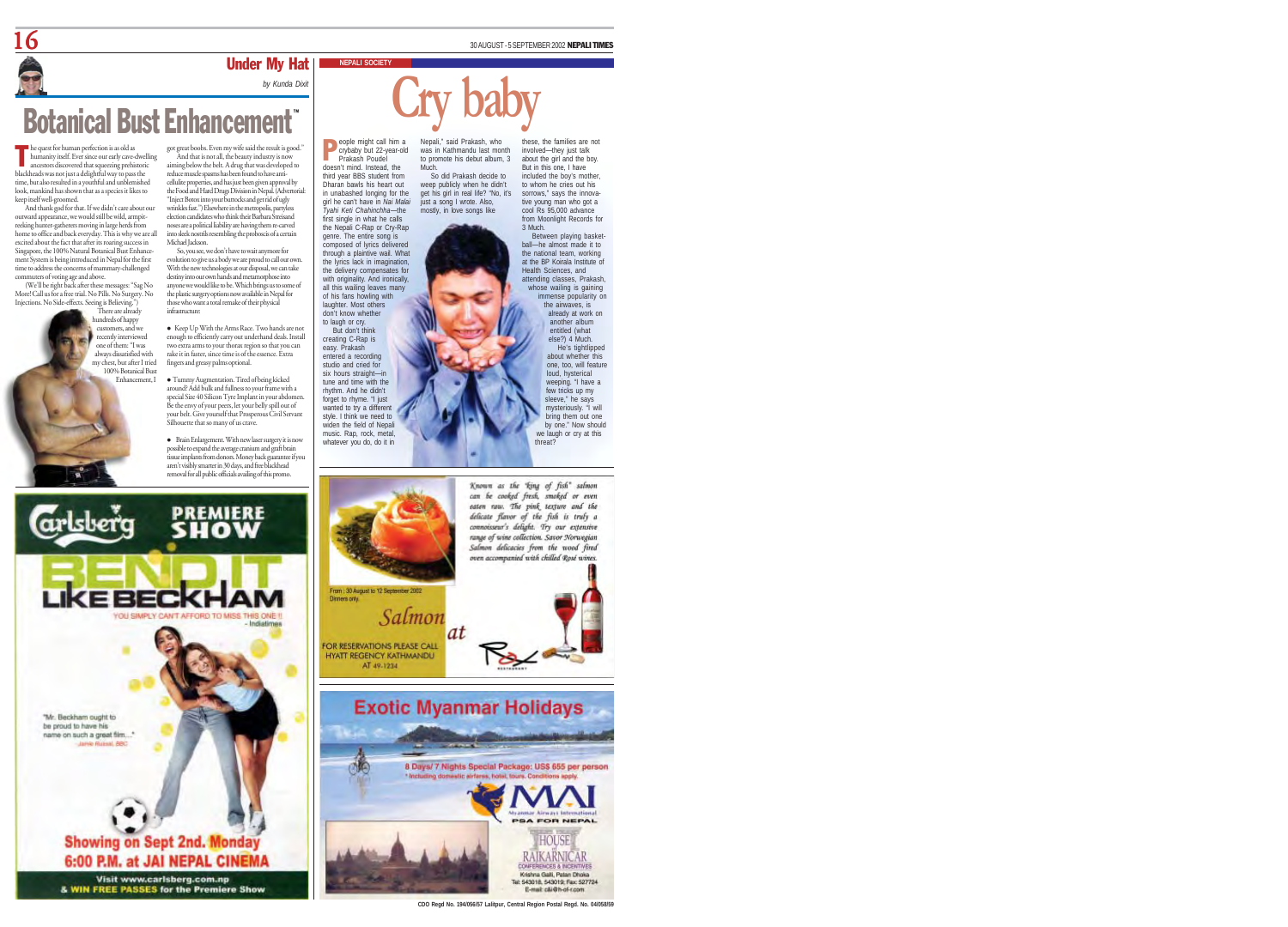## Under My Hat

*by Kunda Dixit*

# Botanical Bust Enhancement™

The quest for human perfection is as old as humanity itself. Ever since our early cave-dwelling ancestors discovered that squeezing prehistoric blackheads was not just a delightful way to pass the time, but also resulted in a youthful and unblemished look, mankind has shown that as a species it likes to keep itself well-groomed.

And thank god for that. If we didn't care about our outward appearance, we would still be wild, armpit-reeking hunter-gatherers moving in large herds from home to office and back everyday. This is why we are all excited about the fact that after its roaring success in Singapore, the 100% Natural Botanical Bust Enhancement System is being introduced in Nepal for the first time to address the concerns of mammary-challenged commuters of voting age and above.

(We'll be right back after these messages: "Sag No More! Call us for a free trial. No Pills. No Surgery. No Injections. No Side-effects. Seeing is Believing.")

There are already hundreds of happy customers, and we recently interviewed one of them: "I was always dissatisfied with my chest, but after I tried 100% Botanical Bust Enhancement, I got great boobs. Even my wife said the result is good."

And that is not all, the beauty industry is now aiming below the belt. A drug that was developed to reduce muscle spasms has been found to have anti-cellulite properties, and has just been given approval by the Food and Hard Drugs Division in Nepal. (Advertorial: "Inject Botox into your buttocks and get rid of ugly wrinkles fast.") Elsewhere in the metropolis, partyless election candidates who think their Barbara Streisand noses are a political liability are having them re-carved into sleek nostrils resembling the proboscis of a certain Michael Jackson.

So, you see, we don't have to wait anymore for evolution to give us a body we are proud to call our own. With the new technologies at our disposal, we can take destiny into our own hands and metamorphose into anyone we would like to be. Which brings us to some of the plastic surgery options now available in Nepal for those who want a total remake of their physical infrastructure:

- Keep Up With the Arms Race. Two hands are not enough to efficiently carry out underhand deals. Install two extra arms to your thorax region so that you can rake it in faster, since time is of the essence. Extra fingers and greasy palms optional.
- Tummy Augmentation. Tired of being kicked around? Add bulk and fullness to your frame with a special Size 40 Silicon Tyre Implant in your abdomen. Be the envy of your peers, let your belly spill out of your belt. Give yourself that Prosperous Civil Servant Silhouette that so many of us crave.
- Brain Enlargement. With new laser surgery it is now possible to expand the average cranium and graft brain tissue implants from donors. Money back guarantee if you aren't visibly smarter in 30 days, and free blackhead removal for all public officials availing of this promo.

NEPALI SOCIETY

# Cry baby

People might call him a crybaby but 22-year-old Prakash Poudel doesn't mind. Instead, the third year BBS student from Dharan bawls his heart out in unabashed longing for the girl he can't have in *Nai Malai Tyahi Keti Chahinchha*—the first single in what he calls the Nepali C-Rap or Cry-Rap genre. The entire song is composed of lyrics delivered through a plaintive wail. What the lyrics lack in imagination, the delivery compensates for with originality. And ironically, all this wailing leaves many of his fans howling with laughter. Most others don't know whether to laugh or cry.

But don't think creating C-Rap is easy. Prakash entered a recording studio and cried for six hours straight—in tune and time with the rhythm. And he didn't forget to rhyme. "I just wanted to try a different style. I think we need to widen the field of Nepali music. Rap, rock, metal, whatever you do, do it in Nepali," said Prakash, who was in Kathmandu last month to promote his debut album, 3 Much.

So did Prakash decide to weep publicly when he didn't get his girl in real life? "No, it's just a song I wrote. Also, mostly, in love songs like these, the families are not involved—they just talk about the girl and the boy. But in this one, I have included the boy's mother, to whom he cries out his sorrows," says the innovative young man who got a cool Rs 95,000 advance from Moonlight Records for 3 Much.

Between playing basketball—he almost made it to the national team, working at the BP Koirala Institute of Health Sciences, and attending classes, Prakash, whose wailing is gaining immense popularity on the airwaves, is already at work on another album entitled (what else?) 4 Much.

He's tightlipped about whether this one, too, will feature loud, hysterical weeping. "I have a few tricks up my sleeve," he says mysteriously. "I will bring them out one by one." Now should we laugh or cry at this threat?

Carlsberg PREMIERE SHOW

BEND IT LIKE BECKHAM

YOU SIMPLY CAN'T AFFORD TO MISS THIS ONE !! - Indiatimes

"Mr. Beckham ought to be proud to have his name on such a great film..." - Jamie Russel, BBC

Showing on Sept 2nd. Monday 6:00 P.M. at JAI NEPAL CINEMA

Visit www.carlsberg.com.np & WIN FREE PASSES for the Premiere Show

*Known as the "king of fish" salmon can be cooked fresh, smoked or even eaten raw. The pink texture and the delicate flavor of the fish is truly a connoisseur's delight. Try our extensive range of wine collection. Savor Norwegian Salmon delicacies from the wood fired oven accompanied with chilled Rosé wines.*

From : 30 August to 12 September 2002
Dinners only.

*Salmon at* Rox

FOR RESERVATIONS PLEASE CALL HYATT REGENCY KATHMANDU AT 49-1234

Exotic Myanmar Holidays

8 Days/ 7 Nights Special Package: US$ 655 per person
* Including domestic airfares, hotel, tours. Conditions apply.

MAI Myanmar Airways International PSA FOR NEPAL

HOUSE of RAJKARNICAR CONFERENCES & INCENTIVES
Krishna Galli, Patan Dhoka
Tel: 543018, 543019; Fax: 527724
E-mail: c&i@h-of-r.com

CDO Regd No. 194/056/57 Lalitpur, Central Region Postal Regd. No. 04/058/59